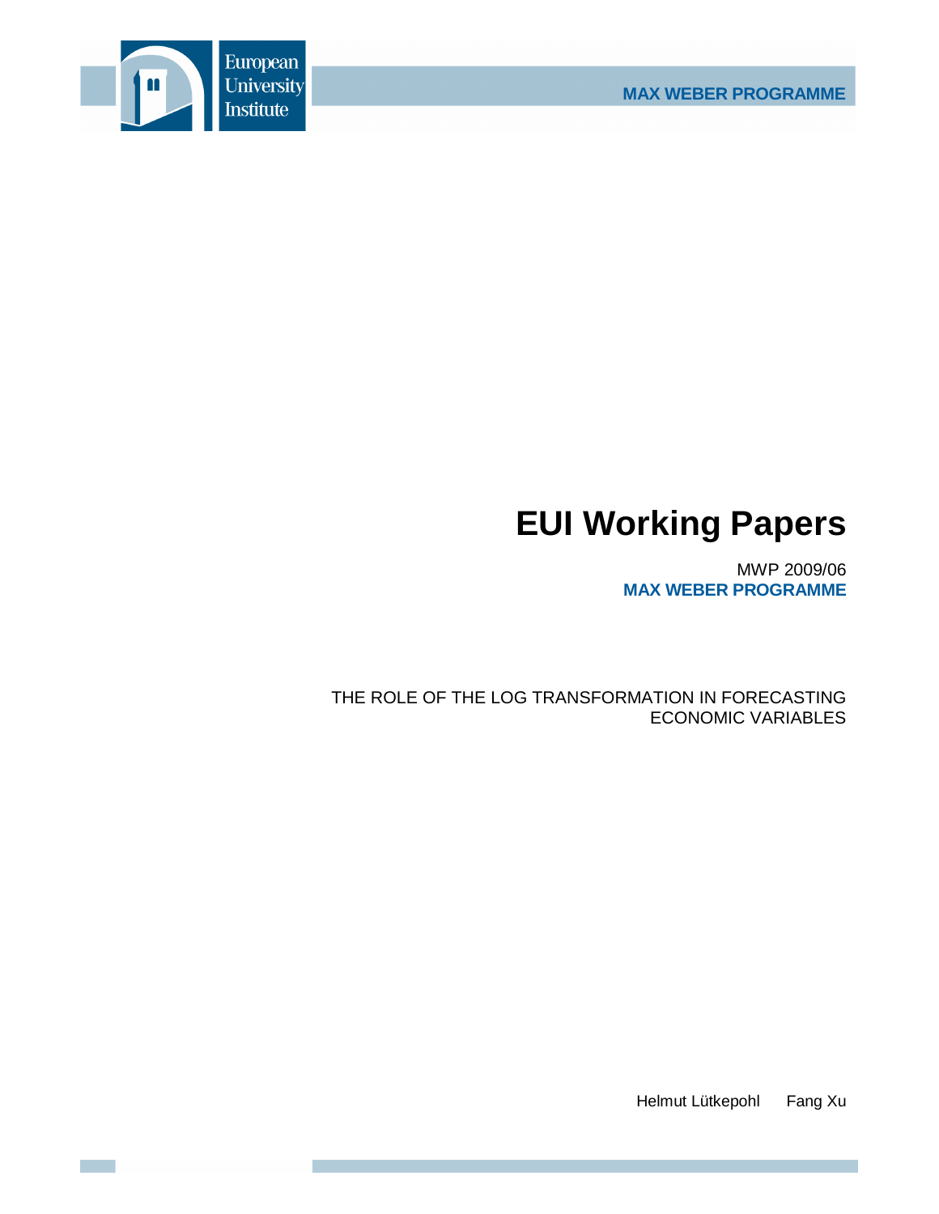European University Institute

MAX WEBER PROGRAMME

# EUI Working Papers

MWP 2009/06

**MAX WEBER PROGRAMME**

THE ROLE OF THE LOG TRANSFORMATION IN FORECASTING ECONOMIC VARIABLES

Helmut Lütkepohl Fang Xu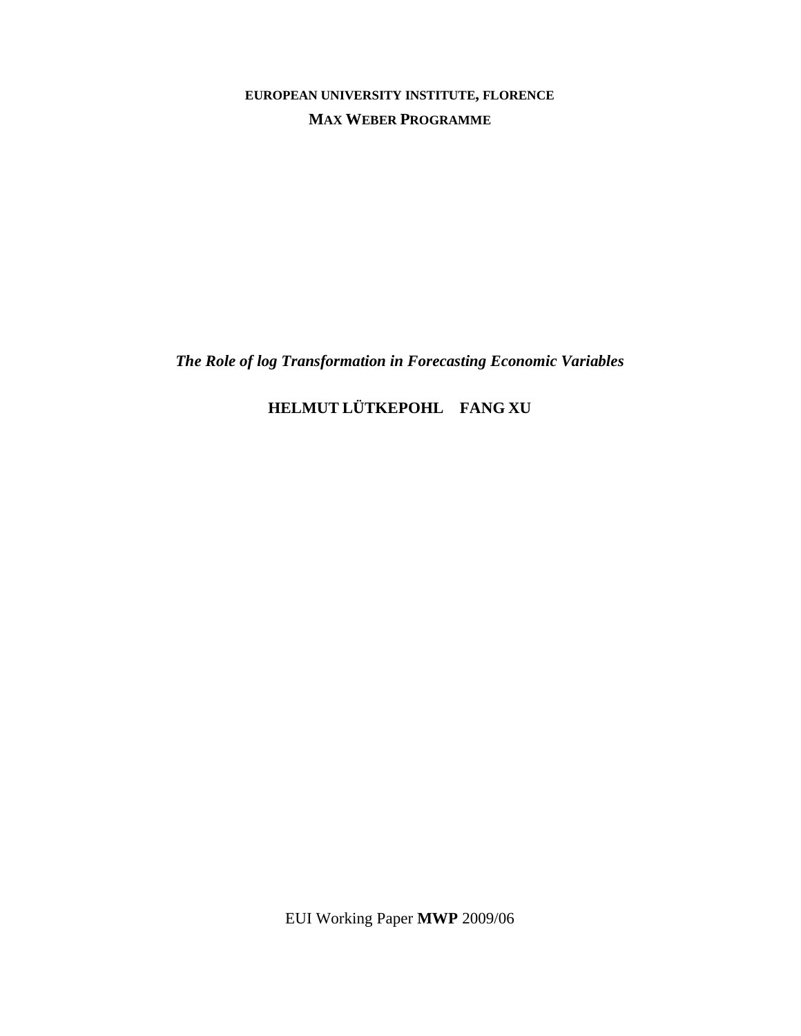**EUROPEAN UNIVERSITY INSTITUTE, FLORENCE**

**MAX WEBER PROGRAMME**

***The Role of log Transformation in Forecasting Economic Variables***

**HELMUT LÜTKEPOHL FANG XU**

EUI Working Paper **MWP** 2009/06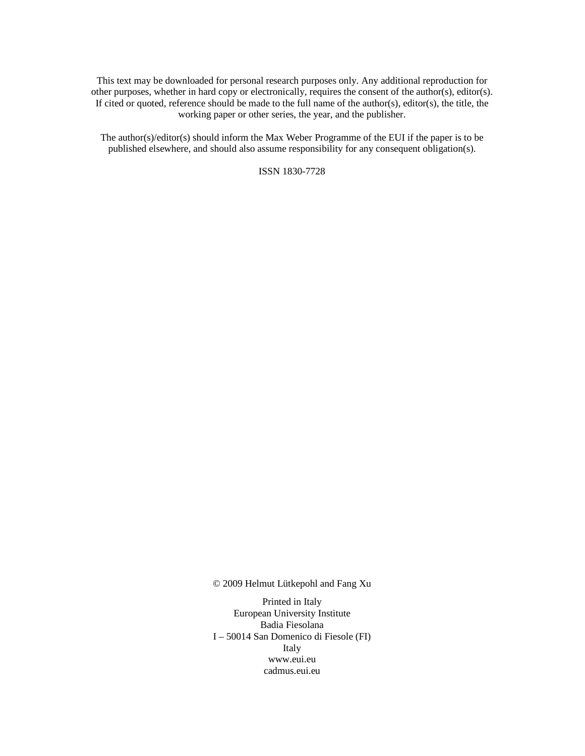This text may be downloaded for personal research purposes only. Any additional reproduction for other purposes, whether in hard copy or electronically, requires the consent of the author(s), editor(s). If cited or quoted, reference should be made to the full name of the author(s), editor(s), the title, the working paper or other series, the year, and the publisher.

The author(s)/editor(s) should inform the Max Weber Programme of the EUI if the paper is to be published elsewhere, and should also assume responsibility for any consequent obligation(s).

ISSN 1830-7728

© 2009 Helmut Lütkepohl and Fang Xu

Printed in Italy
European University Institute
Badia Fiesolana
I – 50014 San Domenico di Fiesole (FI)
Italy
www.eui.eu
cadmus.eui.eu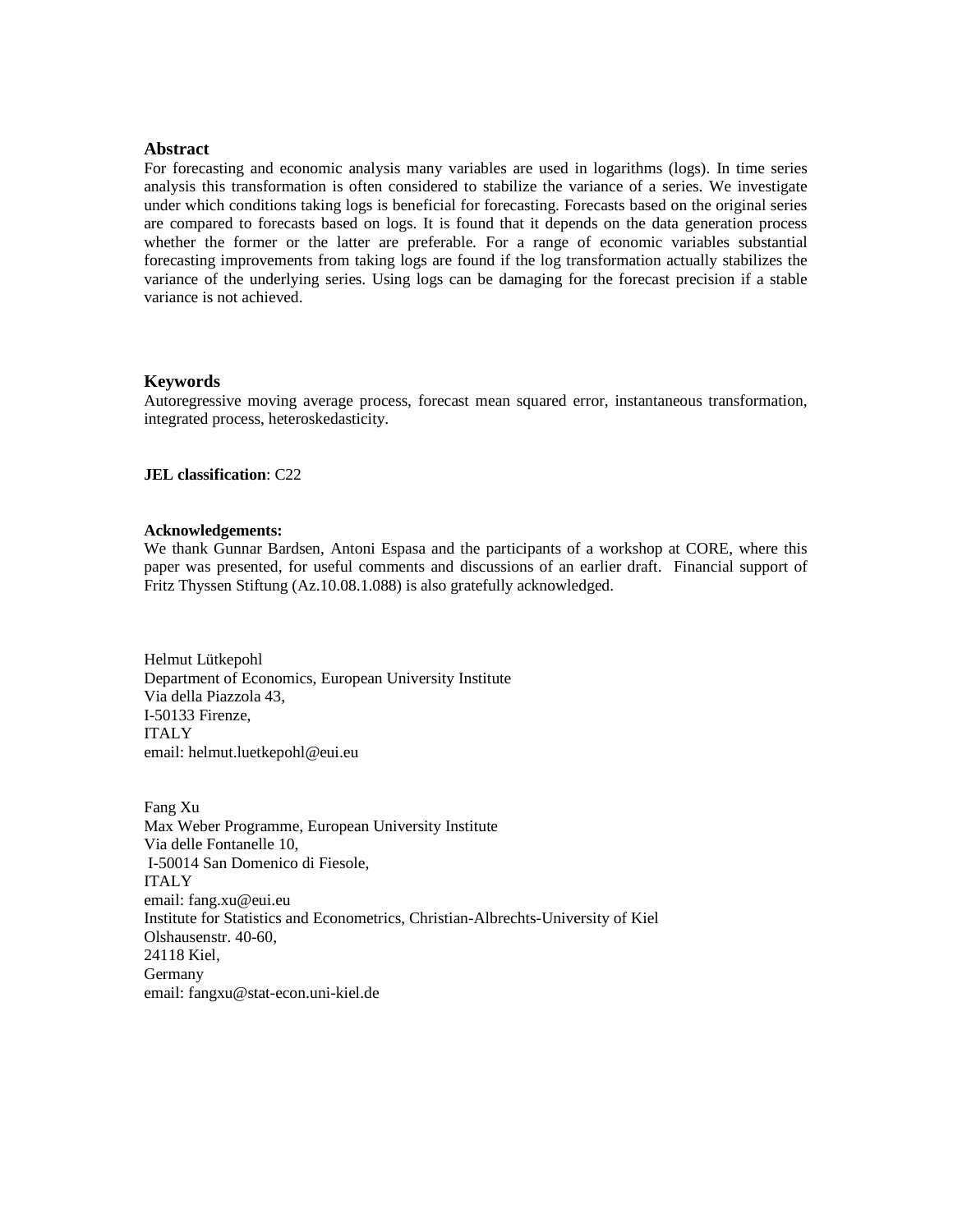## Abstract

For forecasting and economic analysis many variables are used in logarithms (logs). In time series analysis this transformation is often considered to stabilize the variance of a series. We investigate under which conditions taking logs is beneficial for forecasting. Forecasts based on the original series are compared to forecasts based on logs. It is found that it depends on the data generation process whether the former or the latter are preferable. For a range of economic variables substantial forecasting improvements from taking logs are found if the log transformation actually stabilizes the variance of the underlying series. Using logs can be damaging for the forecast precision if a stable variance is not achieved.

## Keywords

Autoregressive moving average process, forecast mean squared error, instantaneous transformation, integrated process, heteroskedasticity.

**JEL classification**: C22

**Acknowledgements:**

We thank Gunnar Bardsen, Antoni Espasa and the participants of a workshop at CORE, where this paper was presented, for useful comments and discussions of an earlier draft. Financial support of Fritz Thyssen Stiftung (Az.10.08.1.088) is also gratefully acknowledged.

Helmut Lütkepohl
Department of Economics, European University Institute
Via della Piazzola 43,
I-50133 Firenze,
ITALY
email: helmut.luetkepohl@eui.eu

Fang Xu
Max Weber Programme, European University Institute
Via delle Fontanelle 10,
I-50014 San Domenico di Fiesole,
ITALY
email: fang.xu@eui.eu
Institute for Statistics and Econometrics, Christian-Albrechts-University of Kiel
Olshausenstr. 40-60,
24118 Kiel,
Germany
email: fangxu@stat-econ.uni-kiel.de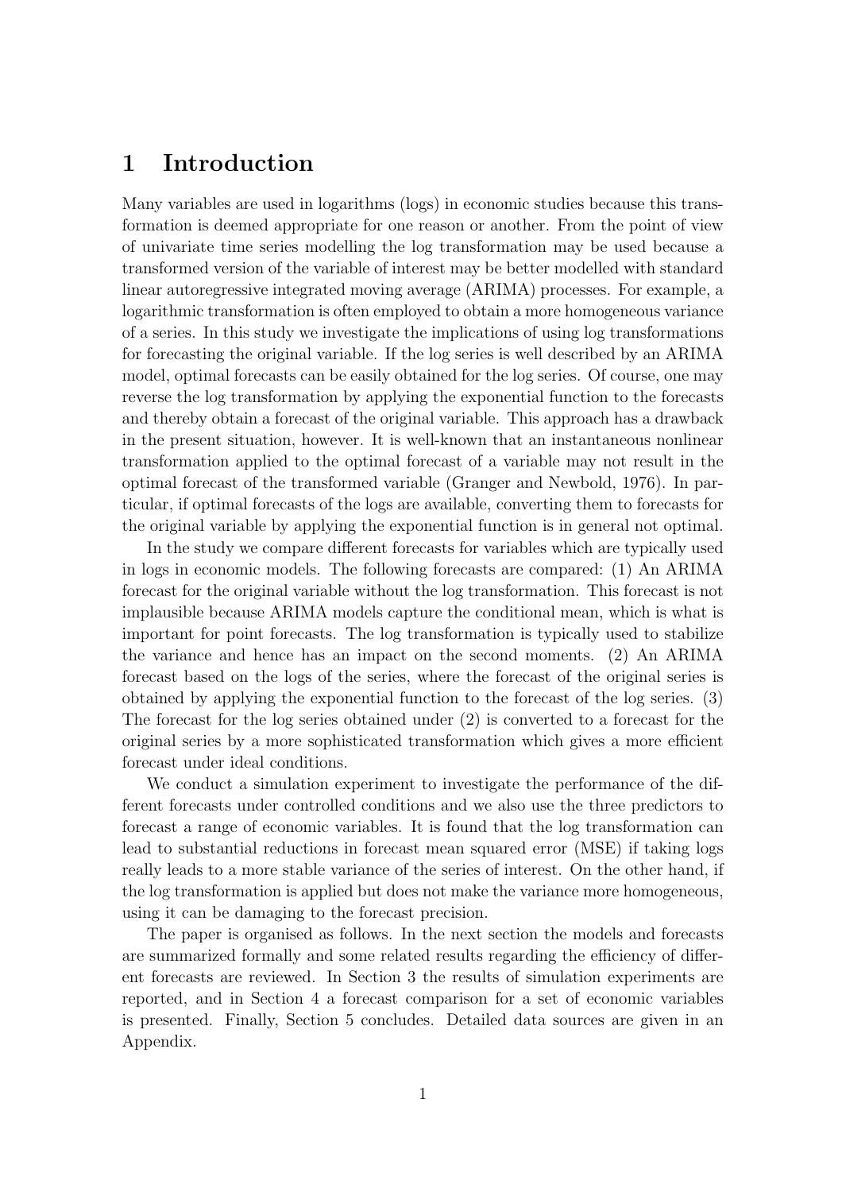# 1 Introduction

Many variables are used in logarithms (logs) in economic studies because this transformation is deemed appropriate for one reason or another. From the point of view of univariate time series modelling the log transformation may be used because a transformed version of the variable of interest may be better modelled with standard linear autoregressive integrated moving average (ARIMA) processes. For example, a logarithmic transformation is often employed to obtain a more homogeneous variance of a series. In this study we investigate the implications of using log transformations for forecasting the original variable. If the log series is well described by an ARIMA model, optimal forecasts can be easily obtained for the log series. Of course, one may reverse the log transformation by applying the exponential function to the forecasts and thereby obtain a forecast of the original variable. This approach has a drawback in the present situation, however. It is well-known that an instantaneous nonlinear transformation applied to the optimal forecast of a variable may not result in the optimal forecast of the transformed variable (Granger and Newbold, 1976). In particular, if optimal forecasts of the logs are available, converting them to forecasts for the original variable by applying the exponential function is in general not optimal.

In the study we compare different forecasts for variables which are typically used in logs in economic models. The following forecasts are compared: (1) An ARIMA forecast for the original variable without the log transformation. This forecast is not implausible because ARIMA models capture the conditional mean, which is what is important for point forecasts. The log transformation is typically used to stabilize the variance and hence has an impact on the second moments. (2) An ARIMA forecast based on the logs of the series, where the forecast of the original series is obtained by applying the exponential function to the forecast of the log series. (3) The forecast for the log series obtained under (2) is converted to a forecast for the original series by a more sophisticated transformation which gives a more efficient forecast under ideal conditions.

We conduct a simulation experiment to investigate the performance of the different forecasts under controlled conditions and we also use the three predictors to forecast a range of economic variables. It is found that the log transformation can lead to substantial reductions in forecast mean squared error (MSE) if taking logs really leads to a more stable variance of the series of interest. On the other hand, if the log transformation is applied but does not make the variance more homogeneous, using it can be damaging to the forecast precision.

The paper is organised as follows. In the next section the models and forecasts are summarized formally and some related results regarding the efficiency of different forecasts are reviewed. In Section 3 the results of simulation experiments are reported, and in Section 4 a forecast comparison for a set of economic variables is presented. Finally, Section 5 concludes. Detailed data sources are given in an Appendix.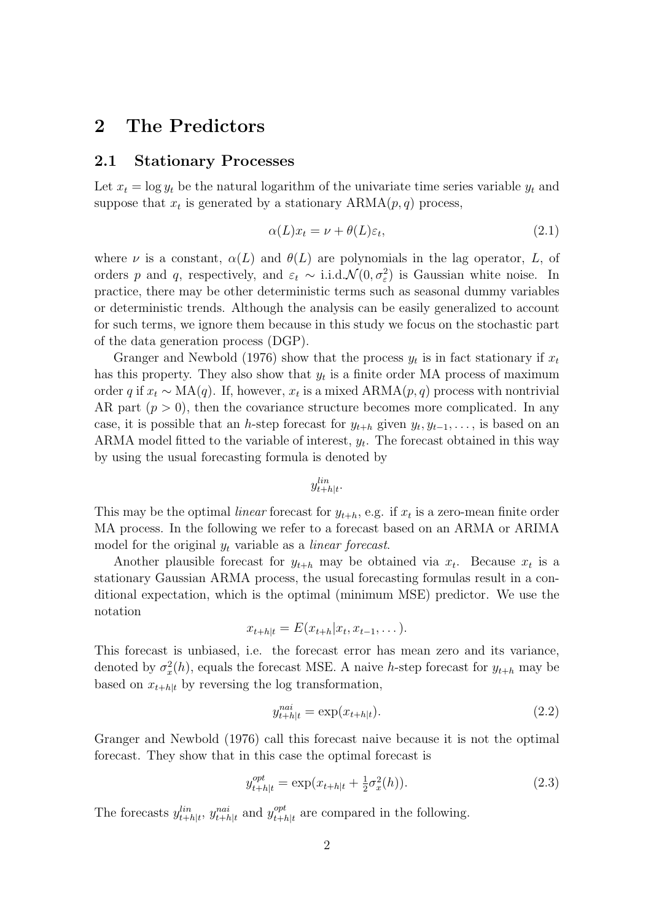# 2 The Predictors

## 2.1 Stationary Processes

Let $x_t = \log y_t$ be the natural logarithm of the univariate time series variable $y_t$ and suppose that $x_t$ is generated by a stationary ARMA$(p, q)$ process,

$$\alpha(L)x_t = \nu + \theta(L)\varepsilon_t, \tag{2.1}$$

where $\nu$ is a constant, $\alpha(L)$ and $\theta(L)$ are polynomials in the lag operator, $L$, of orders $p$ and $q$, respectively, and $\varepsilon_t \sim$ i.i.d.$\mathcal{N}(0, \sigma_\varepsilon^2)$ is Gaussian white noise. In practice, there may be other deterministic terms such as seasonal dummy variables or deterministic trends. Although the analysis can be easily generalized to account for such terms, we ignore them because in this study we focus on the stochastic part of the data generation process (DGP).

Granger and Newbold (1976) show that the process $y_t$ is in fact stationary if $x_t$ has this property. They also show that $y_t$ is a finite order MA process of maximum order $q$ if $x_t \sim$ MA$(q)$. If, however, $x_t$ is a mixed ARMA$(p, q)$ process with nontrivial AR part ($p > 0$), then the covariance structure becomes more complicated. In any case, it is possible that an $h$-step forecast for $y_{t+h}$ given $y_t, y_{t-1}, \ldots$, is based on an ARMA model fitted to the variable of interest, $y_t$. The forecast obtained in this way by using the usual forecasting formula is denoted by

$$y_{t+h|t}^{lin}.$$

This may be the optimal *linear* forecast for $y_{t+h}$, e.g. if $x_t$ is a zero-mean finite order MA process. In the following we refer to a forecast based on an ARMA or ARIMA model for the original $y_t$ variable as a *linear forecast*.

Another plausible forecast for $y_{t+h}$ may be obtained via $x_t$. Because $x_t$ is a stationary Gaussian ARMA process, the usual forecasting formulas result in a conditional expectation, which is the optimal (minimum MSE) predictor. We use the notation

$$x_{t+h|t} = E(x_{t+h}|x_t, x_{t-1}, \ldots).$$

This forecast is unbiased, i.e. the forecast error has mean zero and its variance, denoted by $\sigma_x^2(h)$, equals the forecast MSE. A naive $h$-step forecast for $y_{t+h}$ may be based on $x_{t+h|t}$ by reversing the log transformation,

$$y_{t+h|t}^{nai} = \exp(x_{t+h|t}). \tag{2.2}$$

Granger and Newbold (1976) call this forecast naive because it is not the optimal forecast. They show that in this case the optimal forecast is

$$y_{t+h|t}^{opt} = \exp(x_{t+h|t} + \tfrac{1}{2}\sigma_x^2(h)). \tag{2.3}$$

The forecasts $y_{t+h|t}^{lin}$, $y_{t+h|t}^{nai}$ and $y_{t+h|t}^{opt}$ are compared in the following.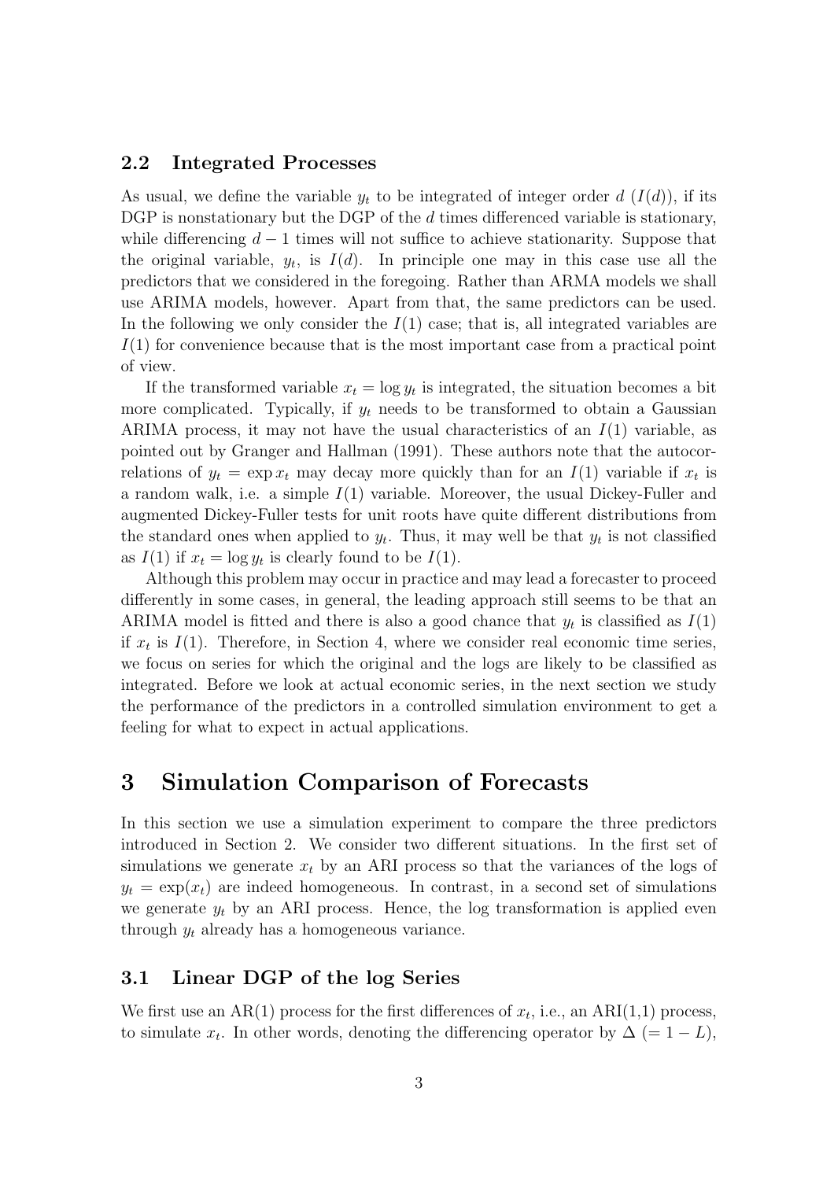### 2.2 Integrated Processes

As usual, we define the variable $y_t$ to be integrated of integer order $d$ ($I(d)$), if its DGP is nonstationary but the DGP of the $d$ times differenced variable is stationary, while differencing $d-1$ times will not suffice to achieve stationarity. Suppose that the original variable, $y_t$, is $I(d)$. In principle one may in this case use all the predictors that we considered in the foregoing. Rather than ARMA models we shall use ARIMA models, however. Apart from that, the same predictors can be used. In the following we only consider the $I(1)$ case; that is, all integrated variables are $I(1)$ for convenience because that is the most important case from a practical point of view.

If the transformed variable $x_t = \log y_t$ is integrated, the situation becomes a bit more complicated. Typically, if $y_t$ needs to be transformed to obtain a Gaussian ARIMA process, it may not have the usual characteristics of an $I(1)$ variable, as pointed out by Granger and Hallman (1991). These authors note that the autocorrelations of $y_t = \exp x_t$ may decay more quickly than for an $I(1)$ variable if $x_t$ is a random walk, i.e. a simple $I(1)$ variable. Moreover, the usual Dickey-Fuller and augmented Dickey-Fuller tests for unit roots have quite different distributions from the standard ones when applied to $y_t$. Thus, it may well be that $y_t$ is not classified as $I(1)$ if $x_t = \log y_t$ is clearly found to be $I(1)$.

Although this problem may occur in practice and may lead a forecaster to proceed differently in some cases, in general, the leading approach still seems to be that an ARIMA model is fitted and there is also a good chance that $y_t$ is classified as $I(1)$ if $x_t$ is $I(1)$. Therefore, in Section 4, where we consider real economic time series, we focus on series for which the original and the logs are likely to be classified as integrated. Before we look at actual economic series, in the next section we study the performance of the predictors in a controlled simulation environment to get a feeling for what to expect in actual applications.

# 3 Simulation Comparison of Forecasts

In this section we use a simulation experiment to compare the three predictors introduced in Section 2. We consider two different situations. In the first set of simulations we generate $x_t$ by an ARI process so that the variances of the logs of $y_t = \exp(x_t)$ are indeed homogeneous. In contrast, in a second set of simulations we generate $y_t$ by an ARI process. Hence, the log transformation is applied even through $y_t$ already has a homogeneous variance.

### 3.1 Linear DGP of the log Series

We first use an AR(1) process for the first differences of $x_t$, i.e., an ARI(1,1) process, to simulate $x_t$. In other words, denoting the differencing operator by $\Delta$ $(= 1 - L)$,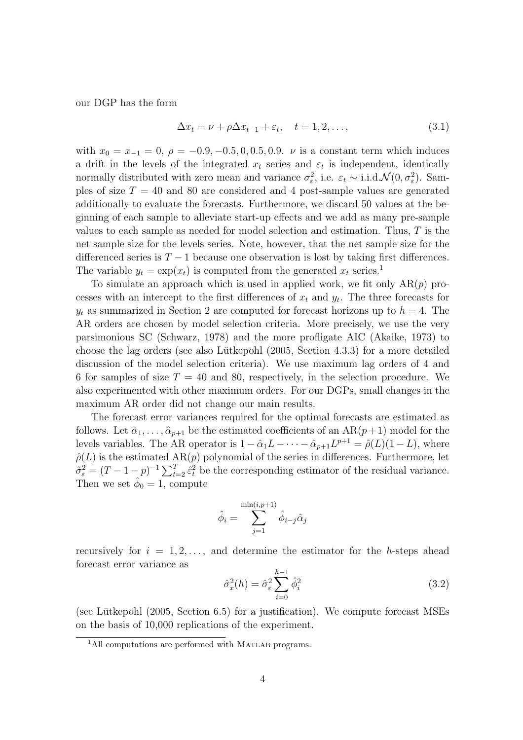our DGP has the form

$$\Delta x_t = \nu + \rho \Delta x_{t-1} + \varepsilon_t, \quad t = 1, 2, \ldots, \tag{3.1}$$

with $x_0 = x_{-1} = 0$, $\rho = -0.9, -0.5, 0, 0.5, 0.9$. $\nu$ is a constant term which induces a drift in the levels of the integrated $x_t$ series and $\varepsilon_t$ is independent, identically normally distributed with zero mean and variance $\sigma_\varepsilon^2$, i.e. $\varepsilon_t \sim \text{i.i.d.}\mathcal{N}(0, \sigma_\varepsilon^2)$. Samples of size $T = 40$ and 80 are considered and 4 post-sample values are generated additionally to evaluate the forecasts. Furthermore, we discard 50 values at the beginning of each sample to alleviate start-up effects and we add as many pre-sample values to each sample as needed for model selection and estimation. Thus, $T$ is the net sample size for the levels series. Note, however, that the net sample size for the differenced series is $T - 1$ because one observation is lost by taking first differences. The variable $y_t = \exp(x_t)$ is computed from the generated $x_t$ series.[1]

To simulate an approach which is used in applied work, we fit only AR($p$) processes with an intercept to the first differences of $x_t$ and $y_t$. The three forecasts for $y_t$ as summarized in Section 2 are computed for forecast horizons up to $h = 4$. The AR orders are chosen by model selection criteria. More precisely, we use the very parsimonious SC (Schwarz, 1978) and the more profligate AIC (Akaike, 1973) to choose the lag orders (see also Lütkepohl (2005, Section 4.3.3) for a more detailed discussion of the model selection criteria). We use maximum lag orders of 4 and 6 for samples of size $T = 40$ and 80, respectively, in the selection procedure. We also experimented with other maximum orders. For our DGPs, small changes in the maximum AR order did not change our main results.

The forecast error variances required for the optimal forecasts are estimated as follows. Let $\hat{\alpha}_1, \ldots, \hat{\alpha}_{p+1}$ be the estimated coefficients of an AR($p+1$) model for the levels variables. The AR operator is $1 - \hat{\alpha}_1 L - \cdots - \hat{\alpha}_{p+1} L^{p+1} = \hat{\rho}(L)(1 - L)$, where $\hat{\rho}(L)$ is the estimated AR($p$) polynomial of the series in differences. Furthermore, let $\hat{\sigma}_\varepsilon^2 = (T - 1 - p)^{-1} \sum_{t=2}^{T} \hat{\varepsilon}_t^2$ be the corresponding estimator of the residual variance. Then we set $\hat{\phi}_0 = 1$, compute

$$\hat{\phi}_i = \sum_{j=1}^{\min(i,p+1)} \hat{\phi}_{i-j} \hat{\alpha}_j$$

recursively for $i = 1, 2, \ldots$, and determine the estimator for the $h$-steps ahead forecast error variance as

$$\hat{\sigma}_x^2(h) = \hat{\sigma}_\varepsilon^2 \sum_{i=0}^{h-1} \hat{\phi}_i^2 \tag{3.2}$$

(see Lütkepohl (2005, Section 6.5) for a justification). We compute forecast MSEs on the basis of 10,000 replications of the experiment.

[1] All computations are performed with MATLAB programs.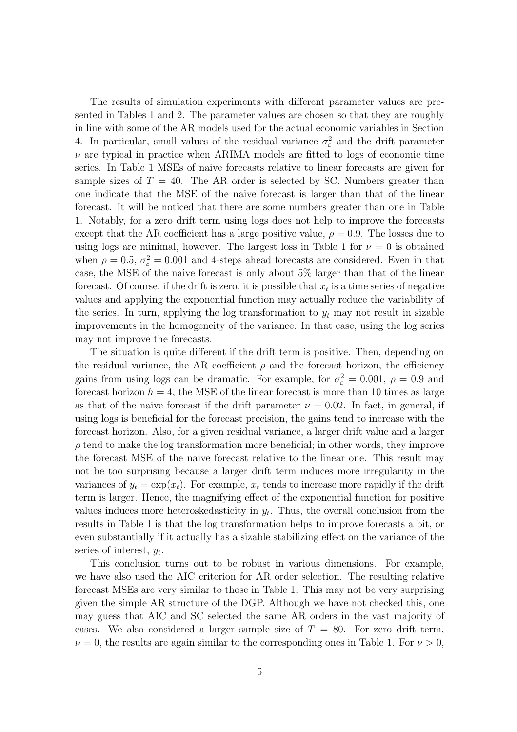The results of simulation experiments with different parameter values are presented in Tables 1 and 2. The parameter values are chosen so that they are roughly in line with some of the AR models used for the actual economic variables in Section 4. In particular, small values of the residual variance $\sigma_\varepsilon^2$ and the drift parameter $\nu$ are typical in practice when ARIMA models are fitted to logs of economic time series. In Table 1 MSEs of naive forecasts relative to linear forecasts are given for sample sizes of $T = 40$. The AR order is selected by SC. Numbers greater than one indicate that the MSE of the naive forecast is larger than that of the linear forecast. It will be noticed that there are some numbers greater than one in Table 1. Notably, for a zero drift term using logs does not help to improve the forecasts except that the AR coefficient has a large positive value, $\rho = 0.9$. The losses due to using logs are minimal, however. The largest loss in Table 1 for $\nu = 0$ is obtained when $\rho = 0.5$, $\sigma_\varepsilon^2 = 0.001$ and 4-steps ahead forecasts are considered. Even in that case, the MSE of the naive forecast is only about 5% larger than that of the linear forecast. Of course, if the drift is zero, it is possible that $x_t$ is a time series of negative values and applying the exponential function may actually reduce the variability of the series. In turn, applying the log transformation to $y_t$ may not result in sizable improvements in the homogeneity of the variance. In that case, using the log series may not improve the forecasts.

The situation is quite different if the drift term is positive. Then, depending on the residual variance, the AR coefficient $\rho$ and the forecast horizon, the efficiency gains from using logs can be dramatic. For example, for $\sigma_\varepsilon^2 = 0.001$, $\rho = 0.9$ and forecast horizon $h = 4$, the MSE of the linear forecast is more than 10 times as large as that of the naive forecast if the drift parameter $\nu = 0.02$. In fact, in general, if using logs is beneficial for the forecast precision, the gains tend to increase with the forecast horizon. Also, for a given residual variance, a larger drift value and a larger $\rho$ tend to make the log transformation more beneficial; in other words, they improve the forecast MSE of the naive forecast relative to the linear one. This result may not be too surprising because a larger drift term induces more irregularity in the variances of $y_t = \exp(x_t)$. For example, $x_t$ tends to increase more rapidly if the drift term is larger. Hence, the magnifying effect of the exponential function for positive values induces more heteroskedasticity in $y_t$. Thus, the overall conclusion from the results in Table 1 is that the log transformation helps to improve forecasts a bit, or even substantially if it actually has a sizable stabilizing effect on the variance of the series of interest, $y_t$.

This conclusion turns out to be robust in various dimensions. For example, we have also used the AIC criterion for AR order selection. The resulting relative forecast MSEs are very similar to those in Table 1. This may not be very surprising given the simple AR structure of the DGP. Although we have not checked this, one may guess that AIC and SC selected the same AR orders in the vast majority of cases. We also considered a larger sample size of $T = 80$. For zero drift term, $\nu = 0$, the results are again similar to the corresponding ones in Table 1. For $\nu > 0$,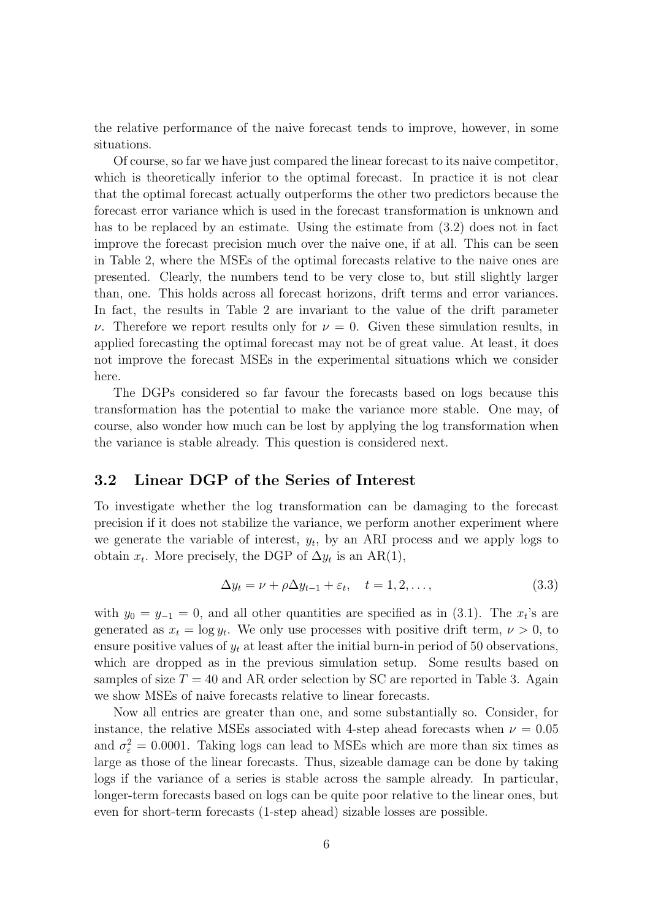the relative performance of the naive forecast tends to improve, however, in some situations.

Of course, so far we have just compared the linear forecast to its naive competitor, which is theoretically inferior to the optimal forecast. In practice it is not clear that the optimal forecast actually outperforms the other two predictors because the forecast error variance which is used in the forecast transformation is unknown and has to be replaced by an estimate. Using the estimate from (3.2) does not in fact improve the forecast precision much over the naive one, if at all. This can be seen in Table 2, where the MSEs of the optimal forecasts relative to the naive ones are presented. Clearly, the numbers tend to be very close to, but still slightly larger than, one. This holds across all forecast horizons, drift terms and error variances. In fact, the results in Table 2 are invariant to the value of the drift parameter $\nu$. Therefore we report results only for $\nu = 0$. Given these simulation results, in applied forecasting the optimal forecast may not be of great value. At least, it does not improve the forecast MSEs in the experimental situations which we consider here.

The DGPs considered so far favour the forecasts based on logs because this transformation has the potential to make the variance more stable. One may, of course, also wonder how much can be lost by applying the log transformation when the variance is stable already. This question is considered next.

## 3.2 Linear DGP of the Series of Interest

To investigate whether the log transformation can be damaging to the forecast precision if it does not stabilize the variance, we perform another experiment where we generate the variable of interest, $y_t$, by an ARI process and we apply logs to obtain $x_t$. More precisely, the DGP of $\Delta y_t$ is an AR(1),

$$\Delta y_t = \nu + \rho \Delta y_{t-1} + \varepsilon_t, \quad t = 1, 2, \ldots, \tag{3.3}$$

with $y_0 = y_{-1} = 0$, and all other quantities are specified as in (3.1). The $x_t$'s are generated as $x_t = \log y_t$. We only use processes with positive drift term, $\nu > 0$, to ensure positive values of $y_t$ at least after the initial burn-in period of 50 observations, which are dropped as in the previous simulation setup. Some results based on samples of size $T = 40$ and AR order selection by SC are reported in Table 3. Again we show MSEs of naive forecasts relative to linear forecasts.

Now all entries are greater than one, and some substantially so. Consider, for instance, the relative MSEs associated with 4-step ahead forecasts when $\nu = 0.05$ and $\sigma_\varepsilon^2 = 0.0001$. Taking logs can lead to MSEs which are more than six times as large as those of the linear forecasts. Thus, sizeable damage can be done by taking logs if the variance of a series is stable across the sample already. In particular, longer-term forecasts based on logs can be quite poor relative to the linear ones, but even for short-term forecasts (1-step ahead) sizable losses are possible.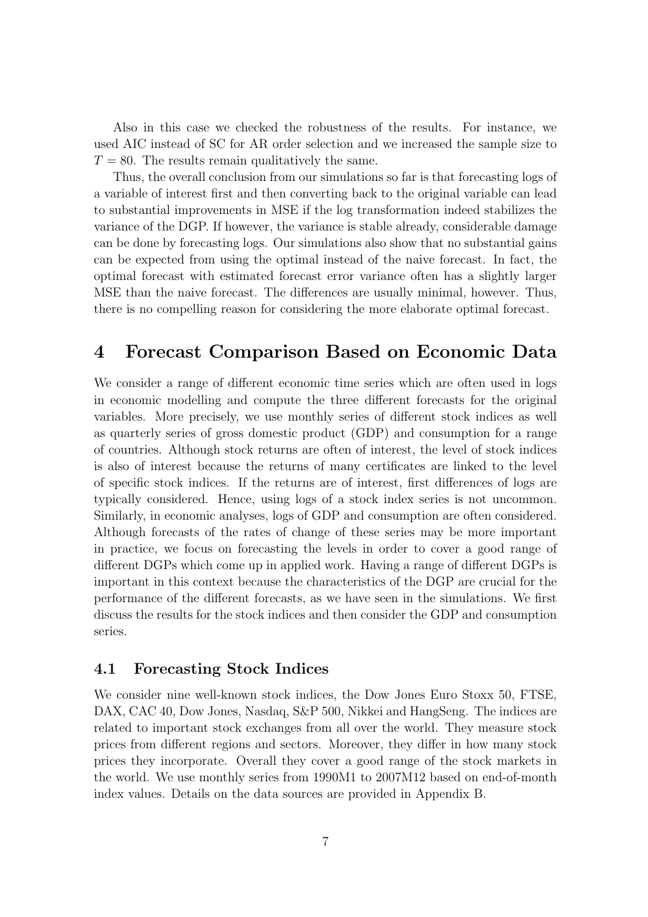Also in this case we checked the robustness of the results. For instance, we used AIC instead of SC for AR order selection and we increased the sample size to $T = 80$. The results remain qualitatively the same.

Thus, the overall conclusion from our simulations so far is that forecasting logs of a variable of interest first and then converting back to the original variable can lead to substantial improvements in MSE if the log transformation indeed stabilizes the variance of the DGP. If however, the variance is stable already, considerable damage can be done by forecasting logs. Our simulations also show that no substantial gains can be expected from using the optimal instead of the naive forecast. In fact, the optimal forecast with estimated forecast error variance often has a slightly larger MSE than the naive forecast. The differences are usually minimal, however. Thus, there is no compelling reason for considering the more elaborate optimal forecast.

# 4 Forecast Comparison Based on Economic Data

We consider a range of different economic time series which are often used in logs in economic modelling and compute the three different forecasts for the original variables. More precisely, we use monthly series of different stock indices as well as quarterly series of gross domestic product (GDP) and consumption for a range of countries. Although stock returns are often of interest, the level of stock indices is also of interest because the returns of many certificates are linked to the level of specific stock indices. If the returns are of interest, first differences of logs are typically considered. Hence, using logs of a stock index series is not uncommon. Similarly, in economic analyses, logs of GDP and consumption are often considered. Although forecasts of the rates of change of these series may be more important in practice, we focus on forecasting the levels in order to cover a good range of different DGPs which come up in applied work. Having a range of different DGPs is important in this context because the characteristics of the DGP are crucial for the performance of the different forecasts, as we have seen in the simulations. We first discuss the results for the stock indices and then consider the GDP and consumption series.

## 4.1 Forecasting Stock Indices

We consider nine well-known stock indices, the Dow Jones Euro Stoxx 50, FTSE, DAX, CAC 40, Dow Jones, Nasdaq, S&P 500, Nikkei and HangSeng. The indices are related to important stock exchanges from all over the world. They measure stock prices from different regions and sectors. Moreover, they differ in how many stock prices they incorporate. Overall they cover a good range of the stock markets in the world. We use monthly series from 1990M1 to 2007M12 based on end-of-month index values. Details on the data sources are provided in Appendix B.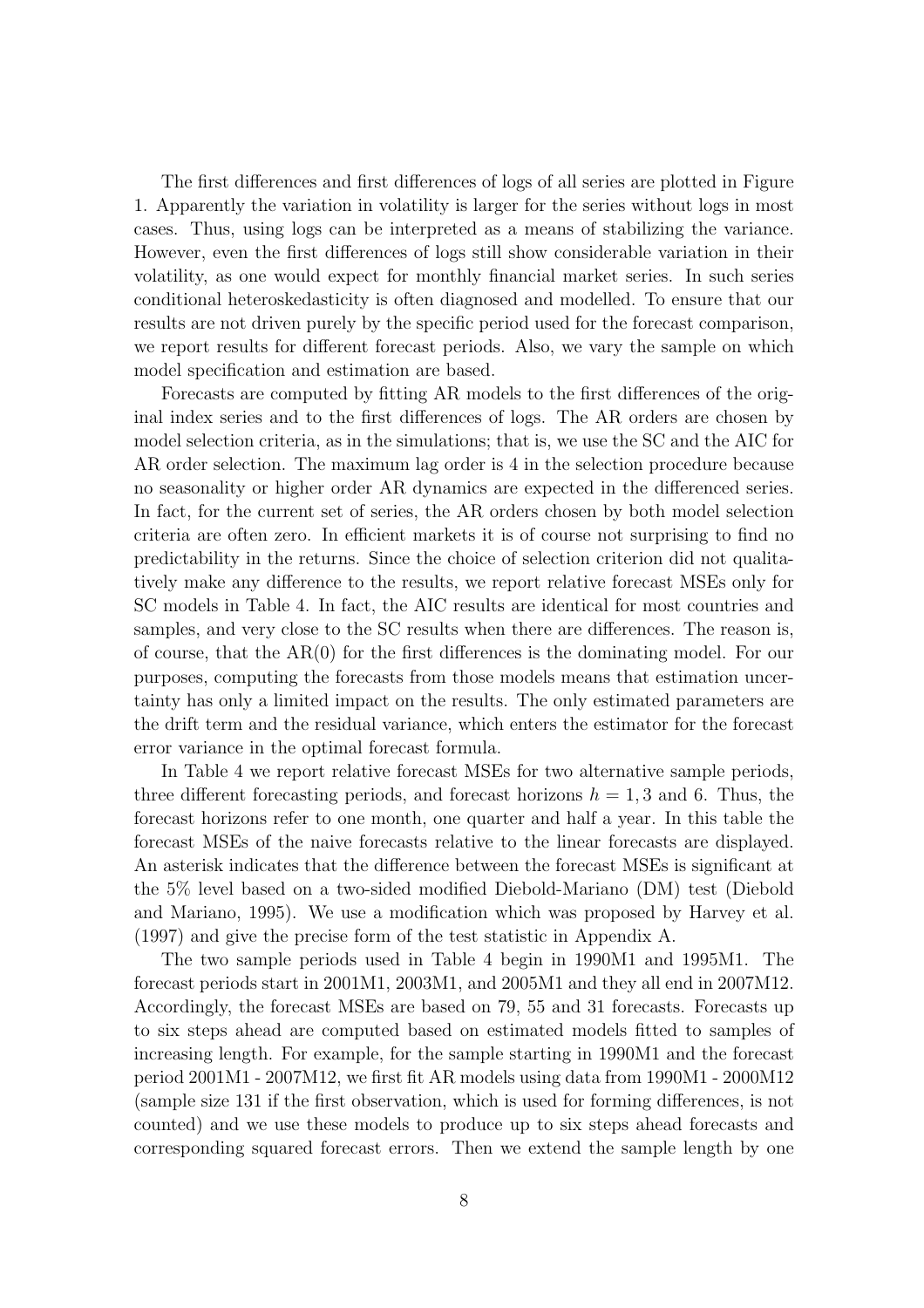The first differences and first differences of logs of all series are plotted in Figure 1. Apparently the variation in volatility is larger for the series without logs in most cases. Thus, using logs can be interpreted as a means of stabilizing the variance. However, even the first differences of logs still show considerable variation in their volatility, as one would expect for monthly financial market series. In such series conditional heteroskedasticity is often diagnosed and modelled. To ensure that our results are not driven purely by the specific period used for the forecast comparison, we report results for different forecast periods. Also, we vary the sample on which model specification and estimation are based.

Forecasts are computed by fitting AR models to the first differences of the original index series and to the first differences of logs. The AR orders are chosen by model selection criteria, as in the simulations; that is, we use the SC and the AIC for AR order selection. The maximum lag order is 4 in the selection procedure because no seasonality or higher order AR dynamics are expected in the differenced series. In fact, for the current set of series, the AR orders chosen by both model selection criteria are often zero. In efficient markets it is of course not surprising to find no predictability in the returns. Since the choice of selection criterion did not qualitatively make any difference to the results, we report relative forecast MSEs only for SC models in Table 4. In fact, the AIC results are identical for most countries and samples, and very close to the SC results when there are differences. The reason is, of course, that the AR(0) for the first differences is the dominating model. For our purposes, computing the forecasts from those models means that estimation uncertainty has only a limited impact on the results. The only estimated parameters are the drift term and the residual variance, which enters the estimator for the forecast error variance in the optimal forecast formula.

In Table 4 we report relative forecast MSEs for two alternative sample periods, three different forecasting periods, and forecast horizons $h = 1, 3$ and 6. Thus, the forecast horizons refer to one month, one quarter and half a year. In this table the forecast MSEs of the naive forecasts relative to the linear forecasts are displayed. An asterisk indicates that the difference between the forecast MSEs is significant at the 5% level based on a two-sided modified Diebold-Mariano (DM) test (Diebold and Mariano, 1995). We use a modification which was proposed by Harvey et al. (1997) and give the precise form of the test statistic in Appendix A.

The two sample periods used in Table 4 begin in 1990M1 and 1995M1. The forecast periods start in 2001M1, 2003M1, and 2005M1 and they all end in 2007M12. Accordingly, the forecast MSEs are based on 79, 55 and 31 forecasts. Forecasts up to six steps ahead are computed based on estimated models fitted to samples of increasing length. For example, for the sample starting in 1990M1 and the forecast period 2001M1 - 2007M12, we first fit AR models using data from 1990M1 - 2000M12 (sample size 131 if the first observation, which is used for forming differences, is not counted) and we use these models to produce up to six steps ahead forecasts and corresponding squared forecast errors. Then we extend the sample length by one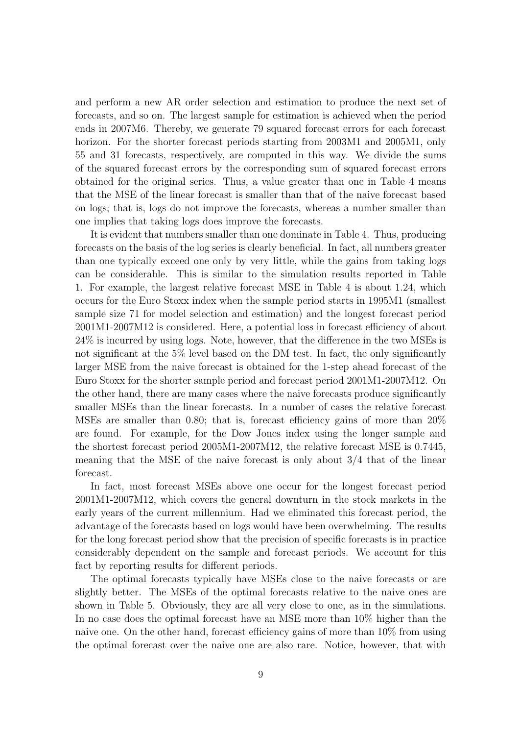and perform a new AR order selection and estimation to produce the next set of forecasts, and so on. The largest sample for estimation is achieved when the period ends in 2007M6. Thereby, we generate 79 squared forecast errors for each forecast horizon. For the shorter forecast periods starting from 2003M1 and 2005M1, only 55 and 31 forecasts, respectively, are computed in this way. We divide the sums of the squared forecast errors by the corresponding sum of squared forecast errors obtained for the original series. Thus, a value greater than one in Table 4 means that the MSE of the linear forecast is smaller than that of the naive forecast based on logs; that is, logs do not improve the forecasts, whereas a number smaller than one implies that taking logs does improve the forecasts.

It is evident that numbers smaller than one dominate in Table 4. Thus, producing forecasts on the basis of the log series is clearly beneficial. In fact, all numbers greater than one typically exceed one only by very little, while the gains from taking logs can be considerable. This is similar to the simulation results reported in Table 1. For example, the largest relative forecast MSE in Table 4 is about 1.24, which occurs for the Euro Stoxx index when the sample period starts in 1995M1 (smallest sample size 71 for model selection and estimation) and the longest forecast period 2001M1-2007M12 is considered. Here, a potential loss in forecast efficiency of about 24% is incurred by using logs. Note, however, that the difference in the two MSEs is not significant at the 5% level based on the DM test. In fact, the only significantly larger MSE from the naive forecast is obtained for the 1-step ahead forecast of the Euro Stoxx for the shorter sample period and forecast period 2001M1-2007M12. On the other hand, there are many cases where the naive forecasts produce significantly smaller MSEs than the linear forecasts. In a number of cases the relative forecast MSEs are smaller than 0.80; that is, forecast efficiency gains of more than 20% are found. For example, for the Dow Jones index using the longer sample and the shortest forecast period 2005M1-2007M12, the relative forecast MSE is 0.7445, meaning that the MSE of the naive forecast is only about 3/4 that of the linear forecast.

In fact, most forecast MSEs above one occur for the longest forecast period 2001M1-2007M12, which covers the general downturn in the stock markets in the early years of the current millennium. Had we eliminated this forecast period, the advantage of the forecasts based on logs would have been overwhelming. The results for the long forecast period show that the precision of specific forecasts is in practice considerably dependent on the sample and forecast periods. We account for this fact by reporting results for different periods.

The optimal forecasts typically have MSEs close to the naive forecasts or are slightly better. The MSEs of the optimal forecasts relative to the naive ones are shown in Table 5. Obviously, they are all very close to one, as in the simulations. In no case does the optimal forecast have an MSE more than 10% higher than the naive one. On the other hand, forecast efficiency gains of more than 10% from using the optimal forecast over the naive one are also rare. Notice, however, that with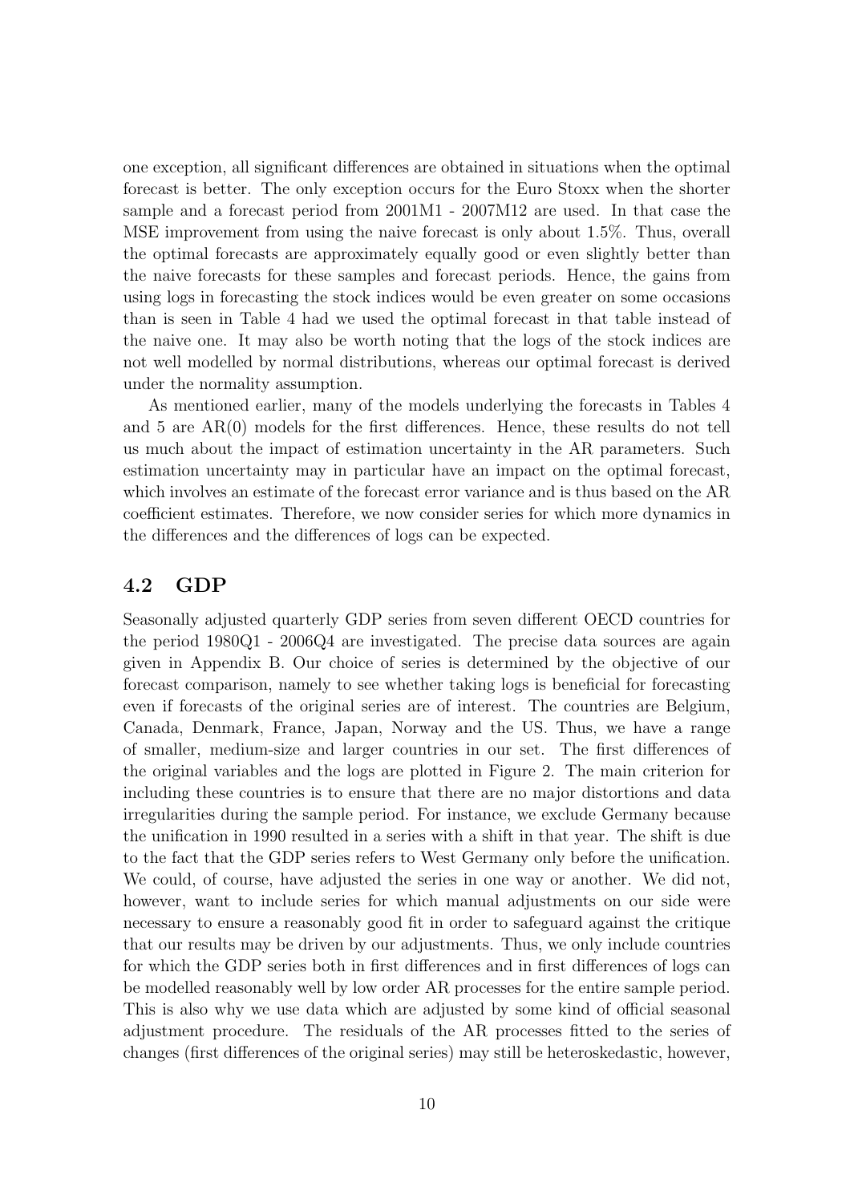one exception, all significant differences are obtained in situations when the optimal forecast is better. The only exception occurs for the Euro Stoxx when the shorter sample and a forecast period from 2001M1 - 2007M12 are used. In that case the MSE improvement from using the naive forecast is only about 1.5%. Thus, overall the optimal forecasts are approximately equally good or even slightly better than the naive forecasts for these samples and forecast periods. Hence, the gains from using logs in forecasting the stock indices would be even greater on some occasions than is seen in Table 4 had we used the optimal forecast in that table instead of the naive one. It may also be worth noting that the logs of the stock indices are not well modelled by normal distributions, whereas our optimal forecast is derived under the normality assumption.

As mentioned earlier, many of the models underlying the forecasts in Tables 4 and 5 are AR(0) models for the first differences. Hence, these results do not tell us much about the impact of estimation uncertainty in the AR parameters. Such estimation uncertainty may in particular have an impact on the optimal forecast, which involves an estimate of the forecast error variance and is thus based on the AR coefficient estimates. Therefore, we now consider series for which more dynamics in the differences and the differences of logs can be expected.

## 4.2 GDP

Seasonally adjusted quarterly GDP series from seven different OECD countries for the period 1980Q1 - 2006Q4 are investigated. The precise data sources are again given in Appendix B. Our choice of series is determined by the objective of our forecast comparison, namely to see whether taking logs is beneficial for forecasting even if forecasts of the original series are of interest. The countries are Belgium, Canada, Denmark, France, Japan, Norway and the US. Thus, we have a range of smaller, medium-size and larger countries in our set. The first differences of the original variables and the logs are plotted in Figure 2. The main criterion for including these countries is to ensure that there are no major distortions and data irregularities during the sample period. For instance, we exclude Germany because the unification in 1990 resulted in a series with a shift in that year. The shift is due to the fact that the GDP series refers to West Germany only before the unification. We could, of course, have adjusted the series in one way or another. We did not, however, want to include series for which manual adjustments on our side were necessary to ensure a reasonably good fit in order to safeguard against the critique that our results may be driven by our adjustments. Thus, we only include countries for which the GDP series both in first differences and in first differences of logs can be modelled reasonably well by low order AR processes for the entire sample period. This is also why we use data which are adjusted by some kind of official seasonal adjustment procedure. The residuals of the AR processes fitted to the series of changes (first differences of the original series) may still be heteroskedastic, however,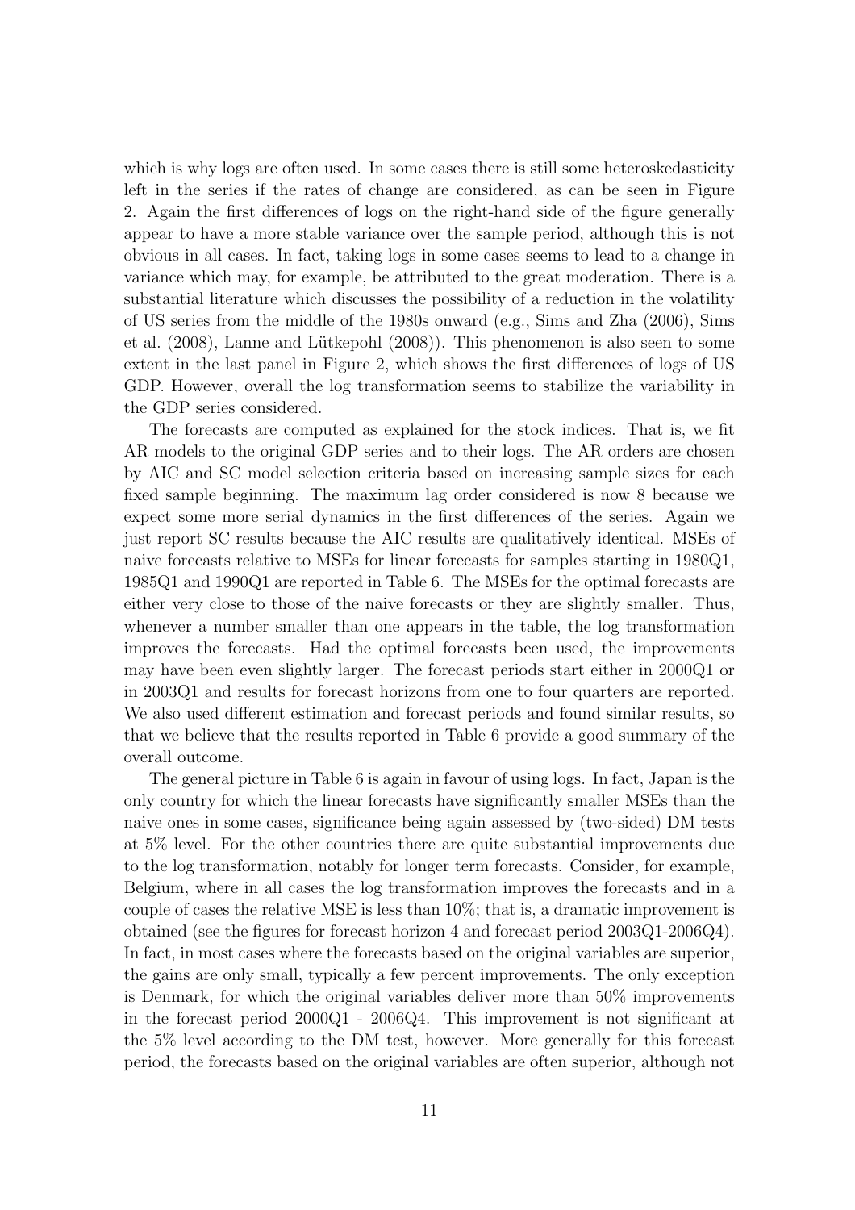which is why logs are often used. In some cases there is still some heteroskedasticity left in the series if the rates of change are considered, as can be seen in Figure 2. Again the first differences of logs on the right-hand side of the figure generally appear to have a more stable variance over the sample period, although this is not obvious in all cases. In fact, taking logs in some cases seems to lead to a change in variance which may, for example, be attributed to the great moderation. There is a substantial literature which discusses the possibility of a reduction in the volatility of US series from the middle of the 1980s onward (e.g., Sims and Zha (2006), Sims et al. (2008), Lanne and Lütkepohl (2008)). This phenomenon is also seen to some extent in the last panel in Figure 2, which shows the first differences of logs of US GDP. However, overall the log transformation seems to stabilize the variability in the GDP series considered.

The forecasts are computed as explained for the stock indices. That is, we fit AR models to the original GDP series and to their logs. The AR orders are chosen by AIC and SC model selection criteria based on increasing sample sizes for each fixed sample beginning. The maximum lag order considered is now 8 because we expect some more serial dynamics in the first differences of the series. Again we just report SC results because the AIC results are qualitatively identical. MSEs of naive forecasts relative to MSEs for linear forecasts for samples starting in 1980Q1, 1985Q1 and 1990Q1 are reported in Table 6. The MSEs for the optimal forecasts are either very close to those of the naive forecasts or they are slightly smaller. Thus, whenever a number smaller than one appears in the table, the log transformation improves the forecasts. Had the optimal forecasts been used, the improvements may have been even slightly larger. The forecast periods start either in 2000Q1 or in 2003Q1 and results for forecast horizons from one to four quarters are reported. We also used different estimation and forecast periods and found similar results, so that we believe that the results reported in Table 6 provide a good summary of the overall outcome.

The general picture in Table 6 is again in favour of using logs. In fact, Japan is the only country for which the linear forecasts have significantly smaller MSEs than the naive ones in some cases, significance being again assessed by (two-sided) DM tests at 5% level. For the other countries there are quite substantial improvements due to the log transformation, notably for longer term forecasts. Consider, for example, Belgium, where in all cases the log transformation improves the forecasts and in a couple of cases the relative MSE is less than 10%; that is, a dramatic improvement is obtained (see the figures for forecast horizon 4 and forecast period 2003Q1-2006Q4). In fact, in most cases where the forecasts based on the original variables are superior, the gains are only small, typically a few percent improvements. The only exception is Denmark, for which the original variables deliver more than 50% improvements in the forecast period 2000Q1 - 2006Q4. This improvement is not significant at the 5% level according to the DM test, however. More generally for this forecast period, the forecasts based on the original variables are often superior, although not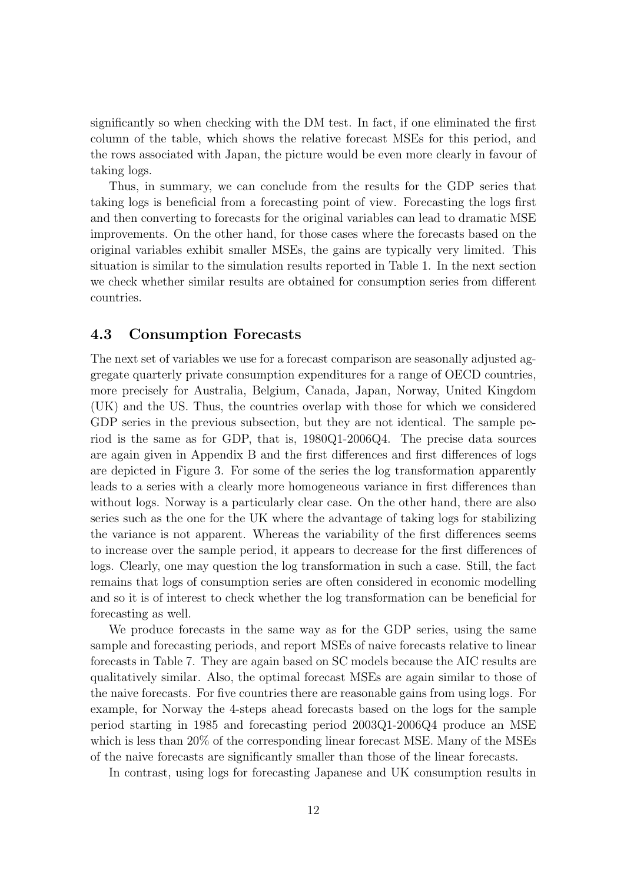significantly so when checking with the DM test. In fact, if one eliminated the first column of the table, which shows the relative forecast MSEs for this period, and the rows associated with Japan, the picture would be even more clearly in favour of taking logs.

Thus, in summary, we can conclude from the results for the GDP series that taking logs is beneficial from a forecasting point of view. Forecasting the logs first and then converting to forecasts for the original variables can lead to dramatic MSE improvements. On the other hand, for those cases where the forecasts based on the original variables exhibit smaller MSEs, the gains are typically very limited. This situation is similar to the simulation results reported in Table 1. In the next section we check whether similar results are obtained for consumption series from different countries.

### 4.3 Consumption Forecasts

The next set of variables we use for a forecast comparison are seasonally adjusted aggregate quarterly private consumption expenditures for a range of OECD countries, more precisely for Australia, Belgium, Canada, Japan, Norway, United Kingdom (UK) and the US. Thus, the countries overlap with those for which we considered GDP series in the previous subsection, but they are not identical. The sample period is the same as for GDP, that is, 1980Q1-2006Q4. The precise data sources are again given in Appendix B and the first differences and first differences of logs are depicted in Figure 3. For some of the series the log transformation apparently leads to a series with a clearly more homogeneous variance in first differences than without logs. Norway is a particularly clear case. On the other hand, there are also series such as the one for the UK where the advantage of taking logs for stabilizing the variance is not apparent. Whereas the variability of the first differences seems to increase over the sample period, it appears to decrease for the first differences of logs. Clearly, one may question the log transformation in such a case. Still, the fact remains that logs of consumption series are often considered in economic modelling and so it is of interest to check whether the log transformation can be beneficial for forecasting as well.

We produce forecasts in the same way as for the GDP series, using the same sample and forecasting periods, and report MSEs of naive forecasts relative to linear forecasts in Table 7. They are again based on SC models because the AIC results are qualitatively similar. Also, the optimal forecast MSEs are again similar to those of the naive forecasts. For five countries there are reasonable gains from using logs. For example, for Norway the 4-steps ahead forecasts based on the logs for the sample period starting in 1985 and forecasting period 2003Q1-2006Q4 produce an MSE which is less than 20% of the corresponding linear forecast MSE. Many of the MSEs of the naive forecasts are significantly smaller than those of the linear forecasts.

In contrast, using logs for forecasting Japanese and UK consumption results in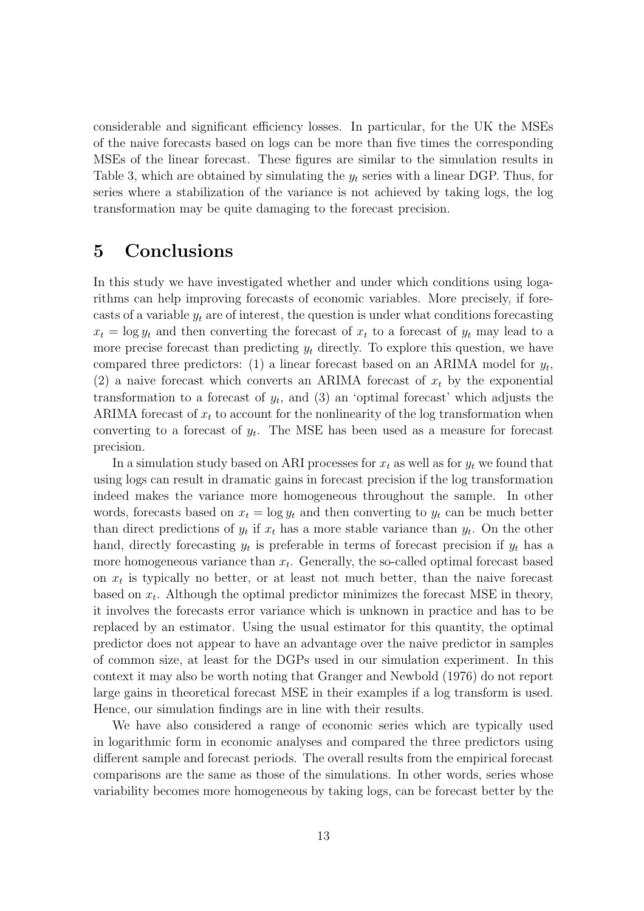considerable and significant efficiency losses. In particular, for the UK the MSEs of the naive forecasts based on logs can be more than five times the corresponding MSEs of the linear forecast. These figures are similar to the simulation results in Table 3, which are obtained by simulating the $y_t$ series with a linear DGP. Thus, for series where a stabilization of the variance is not achieved by taking logs, the log transformation may be quite damaging to the forecast precision.

# 5 Conclusions

In this study we have investigated whether and under which conditions using logarithms can help improving forecasts of economic variables. More precisely, if forecasts of a variable $y_t$ are of interest, the question is under what conditions forecasting $x_t = \log y_t$ and then converting the forecast of $x_t$ to a forecast of $y_t$ may lead to a more precise forecast than predicting $y_t$ directly. To explore this question, we have compared three predictors: (1) a linear forecast based on an ARIMA model for $y_t$, (2) a naive forecast which converts an ARIMA forecast of $x_t$ by the exponential transformation to a forecast of $y_t$, and (3) an 'optimal forecast' which adjusts the ARIMA forecast of $x_t$ to account for the nonlinearity of the log transformation when converting to a forecast of $y_t$. The MSE has been used as a measure for forecast precision.

In a simulation study based on ARI processes for $x_t$ as well as for $y_t$ we found that using logs can result in dramatic gains in forecast precision if the log transformation indeed makes the variance more homogeneous throughout the sample. In other words, forecasts based on $x_t = \log y_t$ and then converting to $y_t$ can be much better than direct predictions of $y_t$ if $x_t$ has a more stable variance than $y_t$. On the other hand, directly forecasting $y_t$ is preferable in terms of forecast precision if $y_t$ has a more homogeneous variance than $x_t$. Generally, the so-called optimal forecast based on $x_t$ is typically no better, or at least not much better, than the naive forecast based on $x_t$. Although the optimal predictor minimizes the forecast MSE in theory, it involves the forecasts error variance which is unknown in practice and has to be replaced by an estimator. Using the usual estimator for this quantity, the optimal predictor does not appear to have an advantage over the naive predictor in samples of common size, at least for the DGPs used in our simulation experiment. In this context it may also be worth noting that Granger and Newbold (1976) do not report large gains in theoretical forecast MSE in their examples if a log transform is used. Hence, our simulation findings are in line with their results.

We have also considered a range of economic series which are typically used in logarithmic form in economic analyses and compared the three predictors using different sample and forecast periods. The overall results from the empirical forecast comparisons are the same as those of the simulations. In other words, series whose variability becomes more homogeneous by taking logs, can be forecast better by the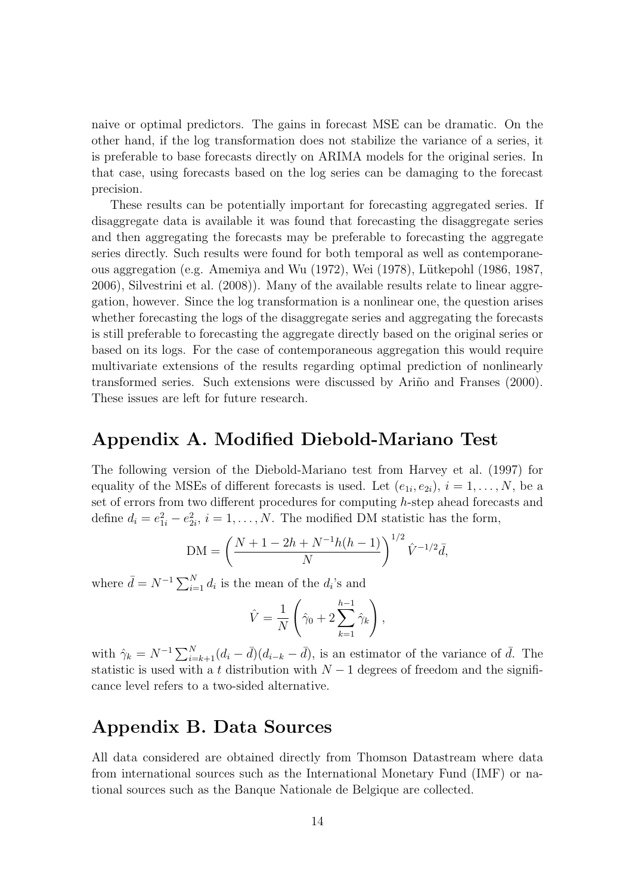naive or optimal predictors. The gains in forecast MSE can be dramatic. On the other hand, if the log transformation does not stabilize the variance of a series, it is preferable to base forecasts directly on ARIMA models for the original series. In that case, using forecasts based on the log series can be damaging to the forecast precision.

These results can be potentially important for forecasting aggregated series. If disaggregate data is available it was found that forecasting the disaggregate series and then aggregating the forecasts may be preferable to forecasting the aggregate series directly. Such results were found for both temporal as well as contemporaneous aggregation (e.g. Amemiya and Wu (1972), Wei (1978), Lütkepohl (1986, 1987, 2006), Silvestrini et al. (2008)). Many of the available results relate to linear aggregation, however. Since the log transformation is a nonlinear one, the question arises whether forecasting the logs of the disaggregate series and aggregating the forecasts is still preferable to forecasting the aggregate directly based on the original series or based on its logs. For the case of contemporaneous aggregation this would require multivariate extensions of the results regarding optimal prediction of nonlinearly transformed series. Such extensions were discussed by Ariño and Franses (2000). These issues are left for future research.

# Appendix A. Modified Diebold-Mariano Test

The following version of the Diebold-Mariano test from Harvey et al. (1997) for equality of the MSEs of different forecasts is used. Let $(e_{1i}, e_{2i})$, $i = 1, \dots, N$, be a set of errors from two different procedures for computing $h$-step ahead forecasts and define $d_i = e_{1i}^2 - e_{2i}^2$, $i = 1, \dots, N$. The modified DM statistic has the form,

$$\text{DM} = \left( \frac{N + 1 - 2h + N^{-1}h(h-1)}{N} \right)^{1/2} \hat{V}^{-1/2} \bar{d},$$

where $\bar{d} = N^{-1} \sum_{i=1}^{N} d_i$ is the mean of the $d_i$'s and

$$\hat{V} = \frac{1}{N} \left( \hat{\gamma}_0 + 2 \sum_{k=1}^{h-1} \hat{\gamma}_k \right),$$

with $\hat{\gamma}_k = N^{-1} \sum_{i=k+1}^{N} (d_i - \bar{d})(d_{i-k} - \bar{d})$, is an estimator of the variance of $\bar{d}$. The statistic is used with a $t$ distribution with $N - 1$ degrees of freedom and the significance level refers to a two-sided alternative.

# Appendix B. Data Sources

All data considered are obtained directly from Thomson Datastream where data from international sources such as the International Monetary Fund (IMF) or national sources such as the Banque Nationale de Belgique are collected.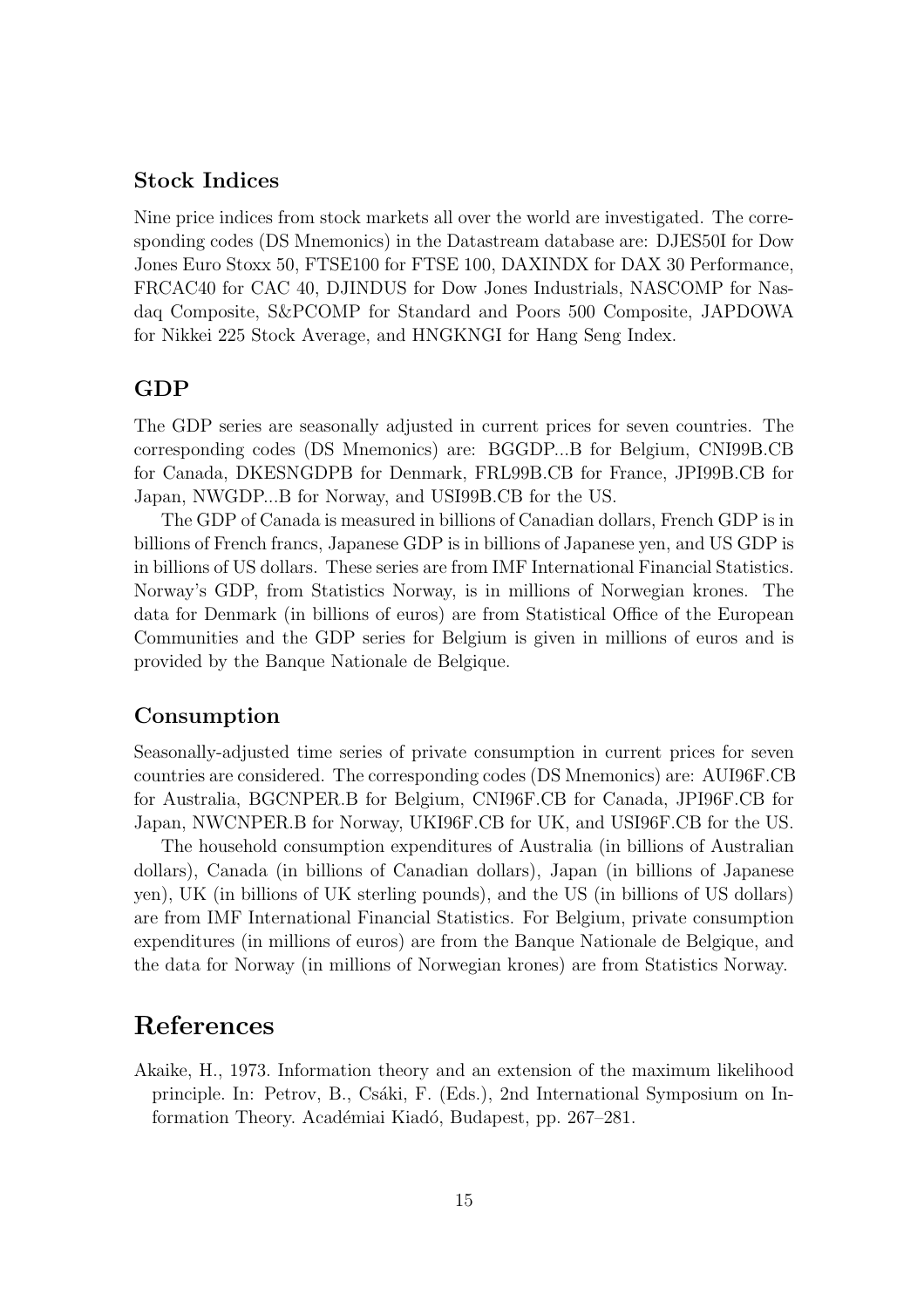### Stock Indices

Nine price indices from stock markets all over the world are investigated. The corresponding codes (DS Mnemonics) in the Datastream database are: DJES50I for Dow Jones Euro Stoxx 50, FTSE100 for FTSE 100, DAXINDX for DAX 30 Performance, FRCAC40 for CAC 40, DJINDUS for Dow Jones Industrials, NASCOMP for Nasdaq Composite, S&PCOMP for Standard and Poors 500 Composite, JAPDOWA for Nikkei 225 Stock Average, and HNGKNGI for Hang Seng Index.

### GDP

The GDP series are seasonally adjusted in current prices for seven countries. The corresponding codes (DS Mnemonics) are: BGGDP...B for Belgium, CNI99B.CB for Canada, DKESNGDPB for Denmark, FRL99B.CB for France, JPI99B.CB for Japan, NWGDP...B for Norway, and USI99B.CB for the US.

The GDP of Canada is measured in billions of Canadian dollars, French GDP is in billions of French francs, Japanese GDP is in billions of Japanese yen, and US GDP is in billions of US dollars. These series are from IMF International Financial Statistics. Norway's GDP, from Statistics Norway, is in millions of Norwegian krones. The data for Denmark (in billions of euros) are from Statistical Office of the European Communities and the GDP series for Belgium is given in millions of euros and is provided by the Banque Nationale de Belgique.

### Consumption

Seasonally-adjusted time series of private consumption in current prices for seven countries are considered. The corresponding codes (DS Mnemonics) are: AUI96F.CB for Australia, BGCNPER.B for Belgium, CNI96F.CB for Canada, JPI96F.CB for Japan, NWCNPER.B for Norway, UKI96F.CB for UK, and USI96F.CB for the US.

The household consumption expenditures of Australia (in billions of Australian dollars), Canada (in billions of Canadian dollars), Japan (in billions of Japanese yen), UK (in billions of UK sterling pounds), and the US (in billions of US dollars) are from IMF International Financial Statistics. For Belgium, private consumption expenditures (in millions of euros) are from the Banque Nationale de Belgique, and the data for Norway (in millions of Norwegian krones) are from Statistics Norway.

## References

Akaike, H., 1973. Information theory and an extension of the maximum likelihood principle. In: Petrov, B., Csáki, F. (Eds.), 2nd International Symposium on Information Theory. Académiai Kiadó, Budapest, pp. 267–281.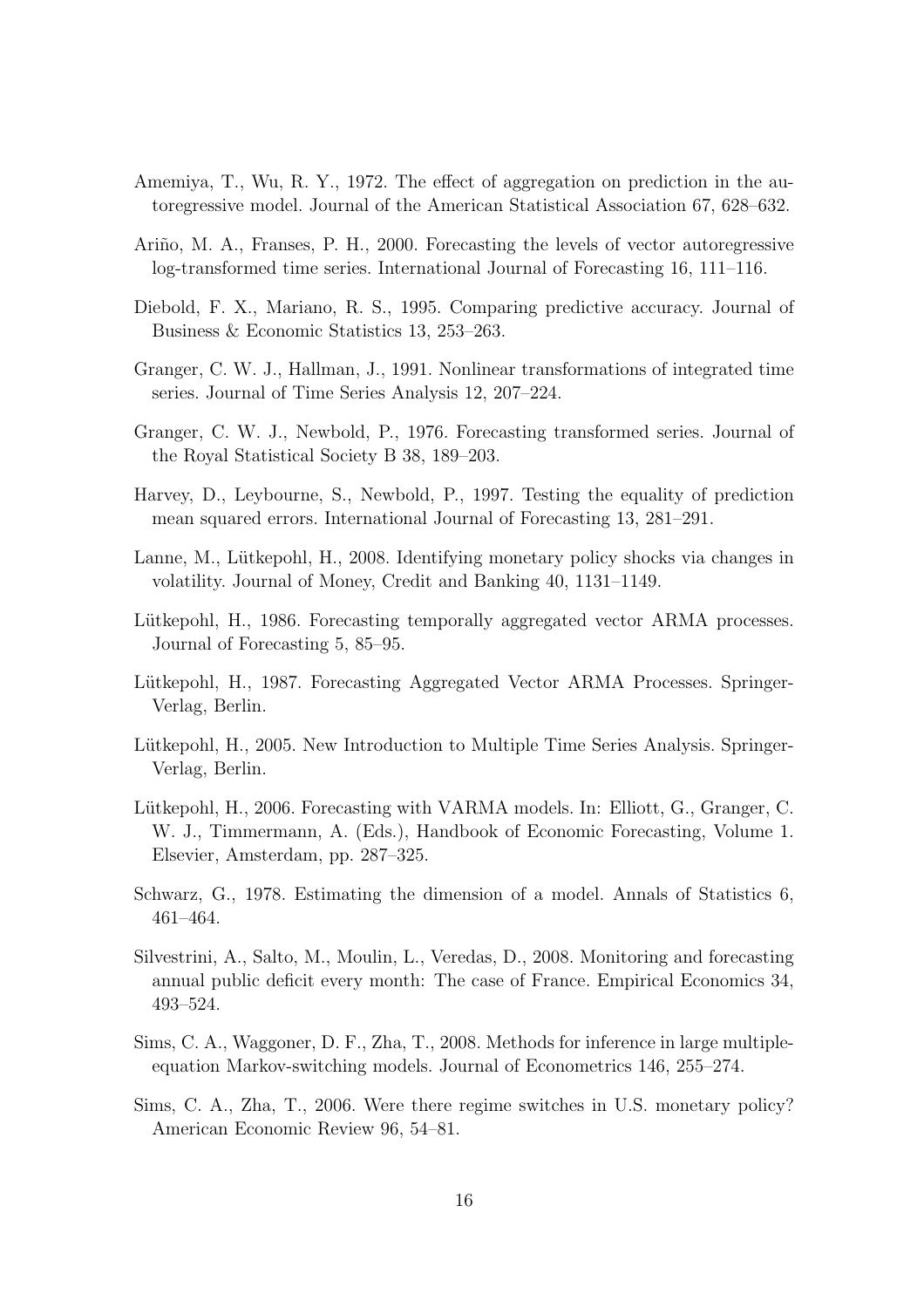Amemiya, T., Wu, R. Y., 1972. The effect of aggregation on prediction in the autoregressive model. Journal of the American Statistical Association 67, 628–632.

Ariño, M. A., Franses, P. H., 2000. Forecasting the levels of vector autoregressive log-transformed time series. International Journal of Forecasting 16, 111–116.

Diebold, F. X., Mariano, R. S., 1995. Comparing predictive accuracy. Journal of Business & Economic Statistics 13, 253–263.

Granger, C. W. J., Hallman, J., 1991. Nonlinear transformations of integrated time series. Journal of Time Series Analysis 12, 207–224.

Granger, C. W. J., Newbold, P., 1976. Forecasting transformed series. Journal of the Royal Statistical Society B 38, 189–203.

Harvey, D., Leybourne, S., Newbold, P., 1997. Testing the equality of prediction mean squared errors. International Journal of Forecasting 13, 281–291.

Lanne, M., Lütkepohl, H., 2008. Identifying monetary policy shocks via changes in volatility. Journal of Money, Credit and Banking 40, 1131–1149.

Lütkepohl, H., 1986. Forecasting temporally aggregated vector ARMA processes. Journal of Forecasting 5, 85–95.

Lütkepohl, H., 1987. Forecasting Aggregated Vector ARMA Processes. Springer-Verlag, Berlin.

Lütkepohl, H., 2005. New Introduction to Multiple Time Series Analysis. Springer-Verlag, Berlin.

Lütkepohl, H., 2006. Forecasting with VARMA models. In: Elliott, G., Granger, C. W. J., Timmermann, A. (Eds.), Handbook of Economic Forecasting, Volume 1. Elsevier, Amsterdam, pp. 287–325.

Schwarz, G., 1978. Estimating the dimension of a model. Annals of Statistics 6, 461–464.

Silvestrini, A., Salto, M., Moulin, L., Veredas, D., 2008. Monitoring and forecasting annual public deficit every month: The case of France. Empirical Economics 34, 493–524.

Sims, C. A., Waggoner, D. F., Zha, T., 2008. Methods for inference in large multiple-equation Markov-switching models. Journal of Econometrics 146, 255–274.

Sims, C. A., Zha, T., 2006. Were there regime switches in U.S. monetary policy? American Economic Review 96, 54–81.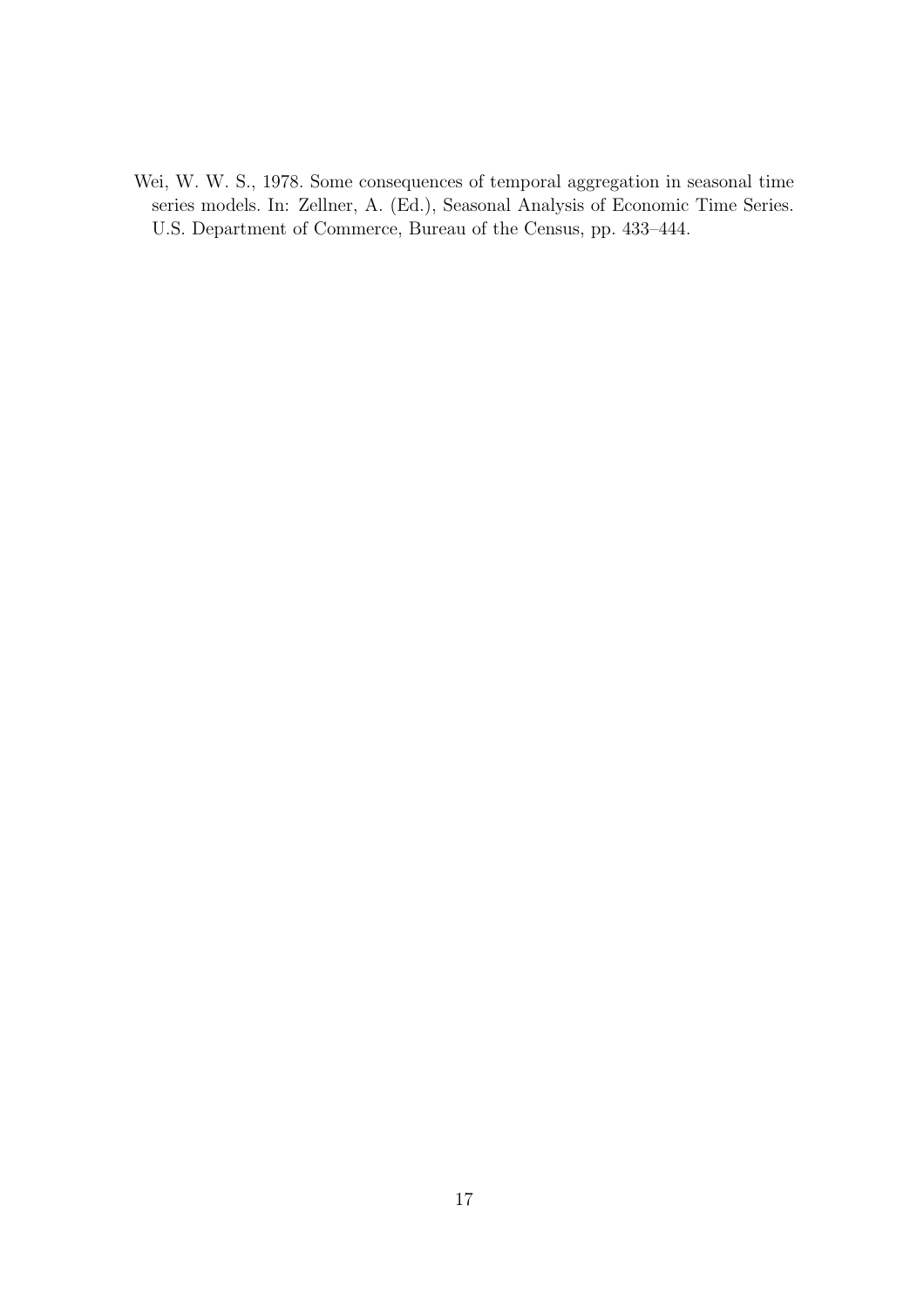Wei, W. W. S., 1978. Some consequences of temporal aggregation in seasonal time series models. In: Zellner, A. (Ed.), Seasonal Analysis of Economic Time Series. U.S. Department of Commerce, Bureau of the Census, pp. 433–444.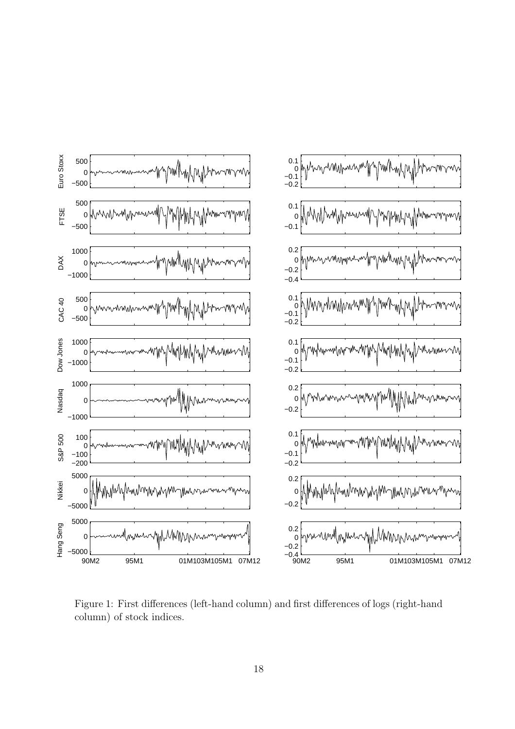Figure 1: First differences (left-hand column) and first differences of logs (right-hand column) of stock indices.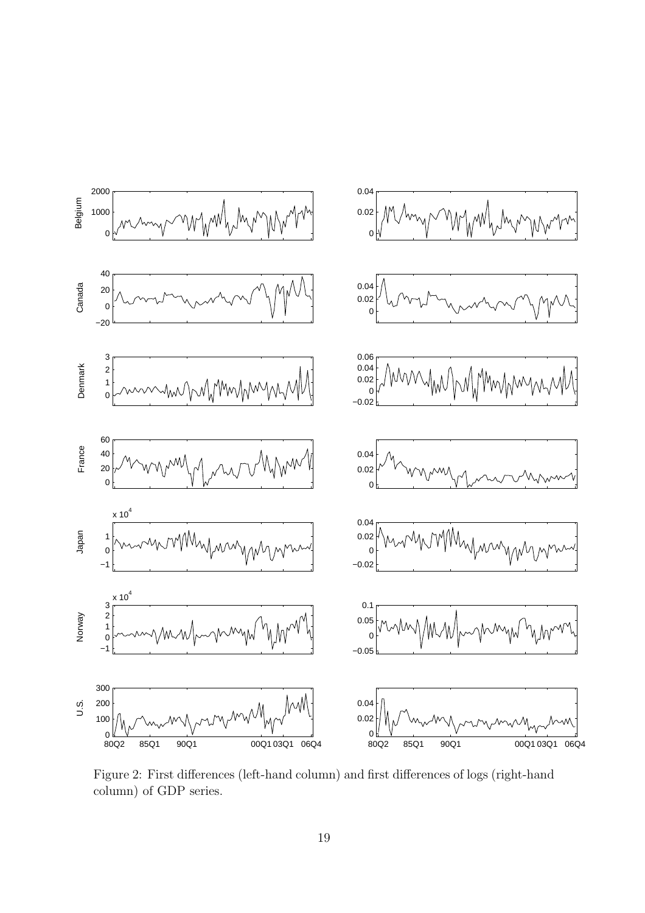Figure 2: First differences (left-hand column) and first differences of logs (right-hand column) of GDP series.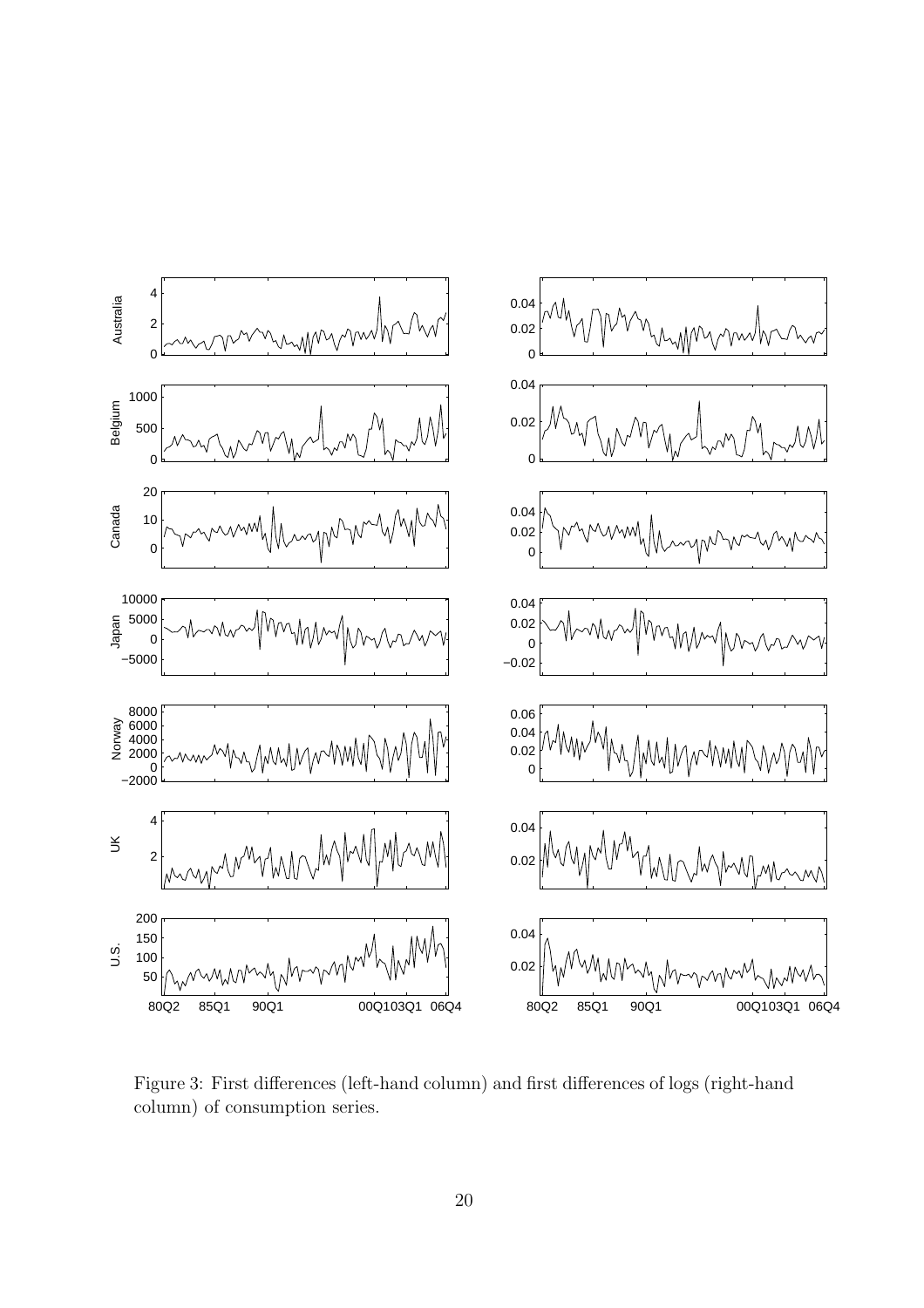Figure 3: First differences (left-hand column) and first differences of logs (right-hand column) of consumption series.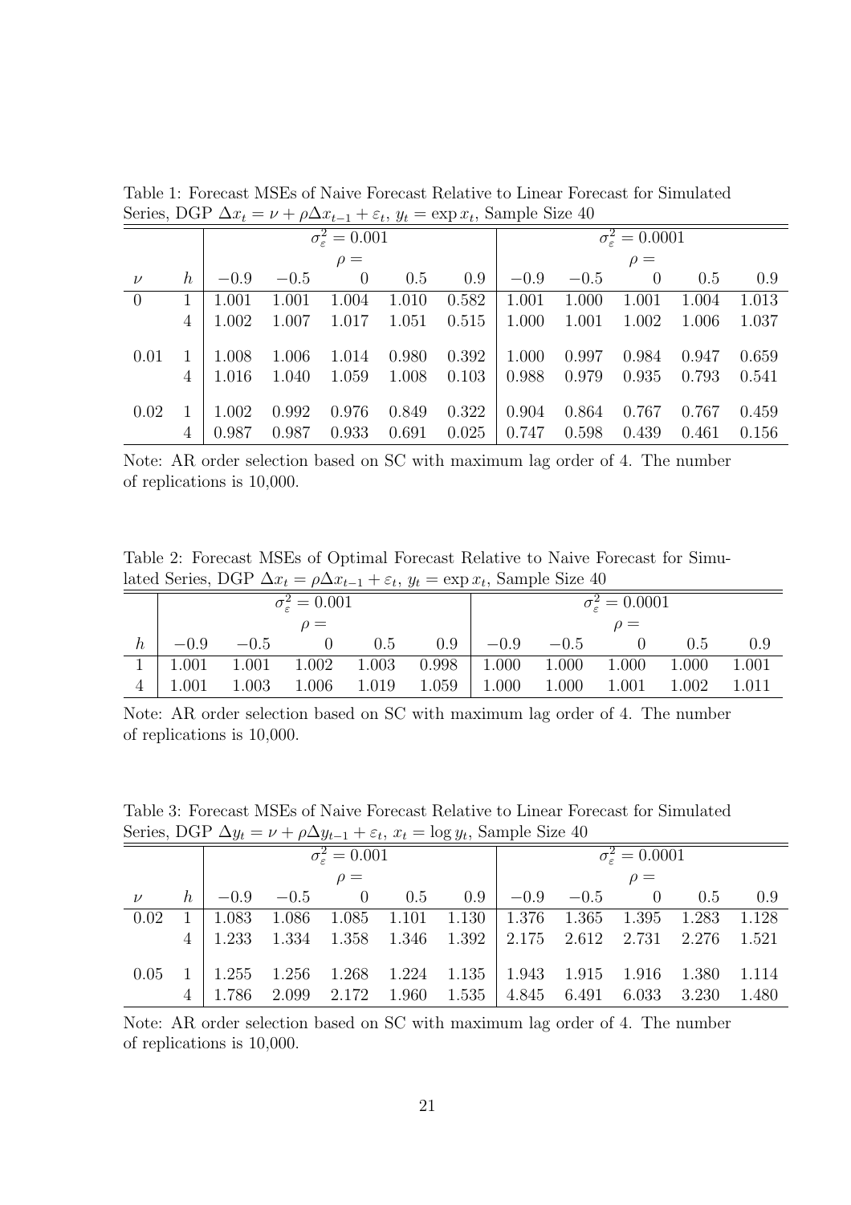Table 1: Forecast MSEs of Naive Forecast Relative to Linear Forecast for Simulated Series, DGP $\Delta x_t = \nu + \rho \Delta x_{t-1} + \varepsilon_t$, $y_t = \exp x_t$, Sample Size 40

| | | $\sigma_\varepsilon^2 = 0.001$ | | | | | $\sigma_\varepsilon^2 = 0.0001$ | | | | |
|---|---|---|---|---|---|---|---|---|---|---|---|
| | | $\rho =$ | | | | | $\rho =$ | | | | |
| $\nu$ | $h$ | $-0.9$ | $-0.5$ | $0$ | $0.5$ | $0.9$ | $-0.9$ | $-0.5$ | $0$ | $0.5$ | $0.9$ |
| 0 | 1 | 1.001 | 1.001 | 1.004 | 1.010 | 0.582 | 1.001 | 1.000 | 1.001 | 1.004 | 1.013 |
| | 4 | 1.002 | 1.007 | 1.017 | 1.051 | 0.515 | 1.000 | 1.001 | 1.002 | 1.006 | 1.037 |
| 0.01 | 1 | 1.008 | 1.006 | 1.014 | 0.980 | 0.392 | 1.000 | 0.997 | 0.984 | 0.947 | 0.659 |
| | 4 | 1.016 | 1.040 | 1.059 | 1.008 | 0.103 | 0.988 | 0.979 | 0.935 | 0.793 | 0.541 |
| 0.02 | 1 | 1.002 | 0.992 | 0.976 | 0.849 | 0.322 | 0.904 | 0.864 | 0.767 | 0.767 | 0.459 |
| | 4 | 0.987 | 0.987 | 0.933 | 0.691 | 0.025 | 0.747 | 0.598 | 0.439 | 0.461 | 0.156 |

Note: AR order selection based on SC with maximum lag order of 4. The number of replications is 10,000.

Table 2: Forecast MSEs of Optimal Forecast Relative to Naive Forecast for Simulated Series, DGP $\Delta x_t = \rho \Delta x_{t-1} + \varepsilon_t$, $y_t = \exp x_t$, Sample Size 40

| | $\sigma_\varepsilon^2 = 0.001$ | | | | | $\sigma_\varepsilon^2 = 0.0001$ | | | | |
|---|---|---|---|---|---|---|---|---|---|---|
| | $\rho =$ | | | | | $\rho =$ | | | | |
| $h$ | $-0.9$ | $-0.5$ | $0$ | $0.5$ | $0.9$ | $-0.9$ | $-0.5$ | $0$ | $0.5$ | $0.9$ |
| 1 | 1.001 | 1.001 | 1.002 | 1.003 | 0.998 | 1.000 | 1.000 | 1.000 | 1.000 | 1.001 |
| 4 | 1.001 | 1.003 | 1.006 | 1.019 | 1.059 | 1.000 | 1.000 | 1.001 | 1.002 | 1.011 |

Note: AR order selection based on SC with maximum lag order of 4. The number of replications is 10,000.

Table 3: Forecast MSEs of Naive Forecast Relative to Linear Forecast for Simulated Series, DGP $\Delta y_t = \nu + \rho \Delta y_{t-1} + \varepsilon_t$, $x_t = \log y_t$, Sample Size 40

| | | $\sigma_\varepsilon^2 = 0.001$ | | | | | $\sigma_\varepsilon^2 = 0.0001$ | | | | |
|---|---|---|---|---|---|---|---|---|---|---|---|
| | | $\rho =$ | | | | | $\rho =$ | | | | |
| $\nu$ | $h$ | $-0.9$ | $-0.5$ | $0$ | $0.5$ | $0.9$ | $-0.9$ | $-0.5$ | $0$ | $0.5$ | $0.9$ |
| 0.02 | 1 | 1.083 | 1.086 | 1.085 | 1.101 | 1.130 | 1.376 | 1.365 | 1.395 | 1.283 | 1.128 |
| | 4 | 1.233 | 1.334 | 1.358 | 1.346 | 1.392 | 2.175 | 2.612 | 2.731 | 2.276 | 1.521 |
| 0.05 | 1 | 1.255 | 1.256 | 1.268 | 1.224 | 1.135 | 1.943 | 1.915 | 1.916 | 1.380 | 1.114 |
| | 4 | 1.786 | 2.099 | 2.172 | 1.960 | 1.535 | 4.845 | 6.491 | 6.033 | 3.230 | 1.480 |

Note: AR order selection based on SC with maximum lag order of 4. The number of replications is 10,000.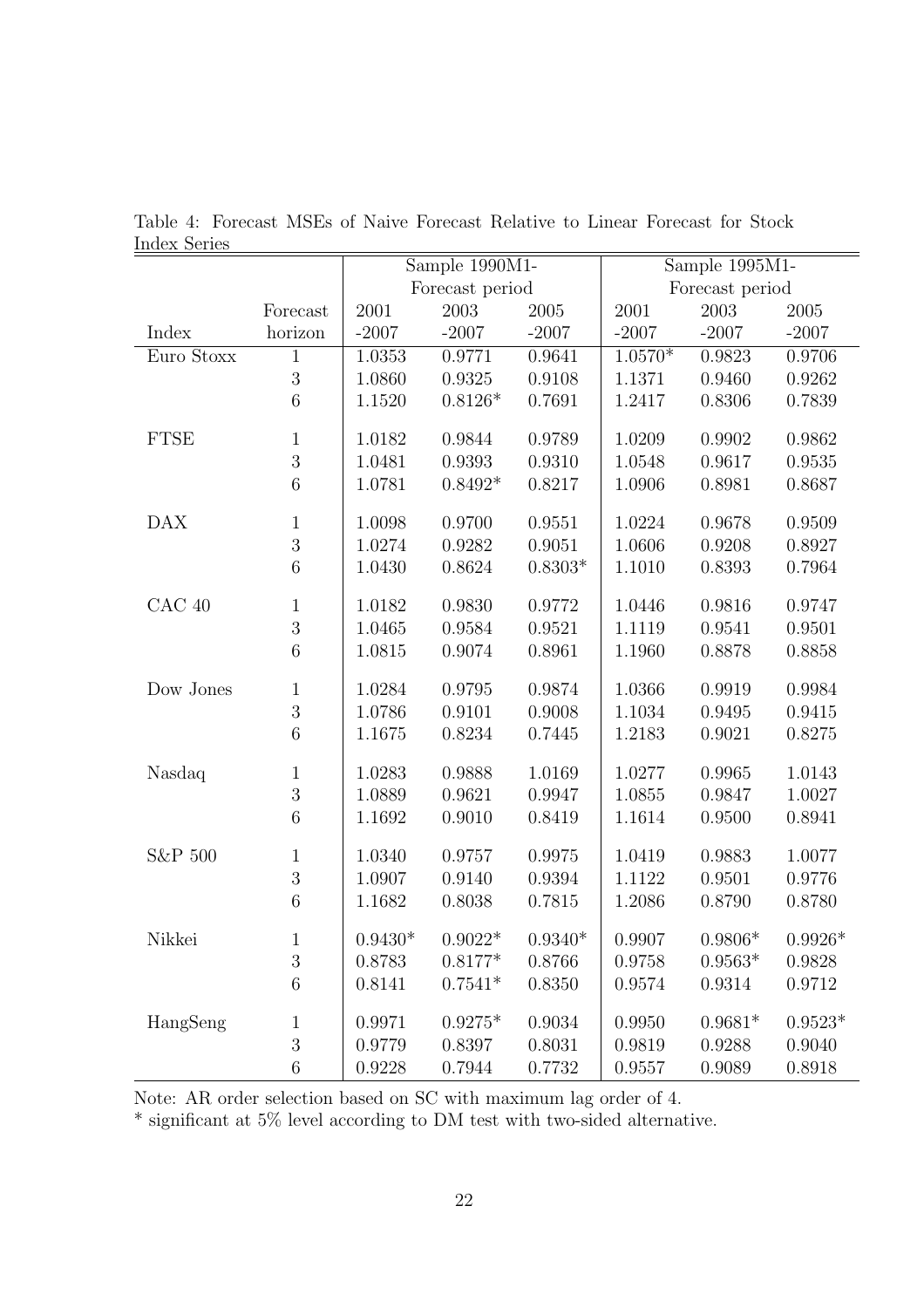Table 4: Forecast MSEs of Naive Forecast Relative to Linear Forecast for Stock Index Series

| | | Sample 1990M1- | | | Sample 1995M1- | | |
|---|---|---|---|---|---|---|---|
| | | Forecast period | | | Forecast period | | |
| | Forecast | 2001 | 2003 | 2005 | 2001 | 2003 | 2005 |
| Index | horizon | -2007 | -2007 | -2007 | -2007 | -2007 | -2007 |
| Euro Stoxx | 1 | 1.0353 | 0.9771 | 0.9641 | 1.0570* | 0.9823 | 0.9706 |
| | 3 | 1.0860 | 0.9325 | 0.9108 | 1.1371 | 0.9460 | 0.9262 |
| | 6 | 1.1520 | 0.8126* | 0.7691 | 1.2417 | 0.8306 | 0.7839 |
| FTSE | 1 | 1.0182 | 0.9844 | 0.9789 | 1.0209 | 0.9902 | 0.9862 |
| | 3 | 1.0481 | 0.9393 | 0.9310 | 1.0548 | 0.9617 | 0.9535 |
| | 6 | 1.0781 | 0.8492* | 0.8217 | 1.0906 | 0.8981 | 0.8687 |
| DAX | 1 | 1.0098 | 0.9700 | 0.9551 | 1.0224 | 0.9678 | 0.9509 |
| | 3 | 1.0274 | 0.9282 | 0.9051 | 1.0606 | 0.9208 | 0.8927 |
| | 6 | 1.0430 | 0.8624 | 0.8303* | 1.1010 | 0.8393 | 0.7964 |
| CAC 40 | 1 | 1.0182 | 0.9830 | 0.9772 | 1.0446 | 0.9816 | 0.9747 |
| | 3 | 1.0465 | 0.9584 | 0.9521 | 1.1119 | 0.9541 | 0.9501 |
| | 6 | 1.0815 | 0.9074 | 0.8961 | 1.1960 | 0.8878 | 0.8858 |
| Dow Jones | 1 | 1.0284 | 0.9795 | 0.9874 | 1.0366 | 0.9919 | 0.9984 |
| | 3 | 1.0786 | 0.9101 | 0.9008 | 1.1034 | 0.9495 | 0.9415 |
| | 6 | 1.1675 | 0.8234 | 0.7445 | 1.2183 | 0.9021 | 0.8275 |
| Nasdaq | 1 | 1.0283 | 0.9888 | 1.0169 | 1.0277 | 0.9965 | 1.0143 |
| | 3 | 1.0889 | 0.9621 | 0.9947 | 1.0855 | 0.9847 | 1.0027 |
| | 6 | 1.1692 | 0.9010 | 0.8419 | 1.1614 | 0.9500 | 0.8941 |
| S&P 500 | 1 | 1.0340 | 0.9757 | 0.9975 | 1.0419 | 0.9883 | 1.0077 |
| | 3 | 1.0907 | 0.9140 | 0.9394 | 1.1122 | 0.9501 | 0.9776 |
| | 6 | 1.1682 | 0.8038 | 0.7815 | 1.2086 | 0.8790 | 0.8780 |
| Nikkei | 1 | 0.9430* | 0.9022* | 0.9340* | 0.9907 | 0.9806* | 0.9926* |
| | 3 | 0.8783 | 0.8177* | 0.8766 | 0.9758 | 0.9563* | 0.9828 |
| | 6 | 0.8141 | 0.7541* | 0.8350 | 0.9574 | 0.9314 | 0.9712 |
| HangSeng | 1 | 0.9971 | 0.9275* | 0.9034 | 0.9950 | 0.9681* | 0.9523* |
| | 3 | 0.9779 | 0.8397 | 0.8031 | 0.9819 | 0.9288 | 0.9040 |
| | 6 | 0.9228 | 0.7944 | 0.7732 | 0.9557 | 0.9089 | 0.8918 |

Note: AR order selection based on SC with maximum lag order of 4.
* significant at 5% level according to DM test with two-sided alternative.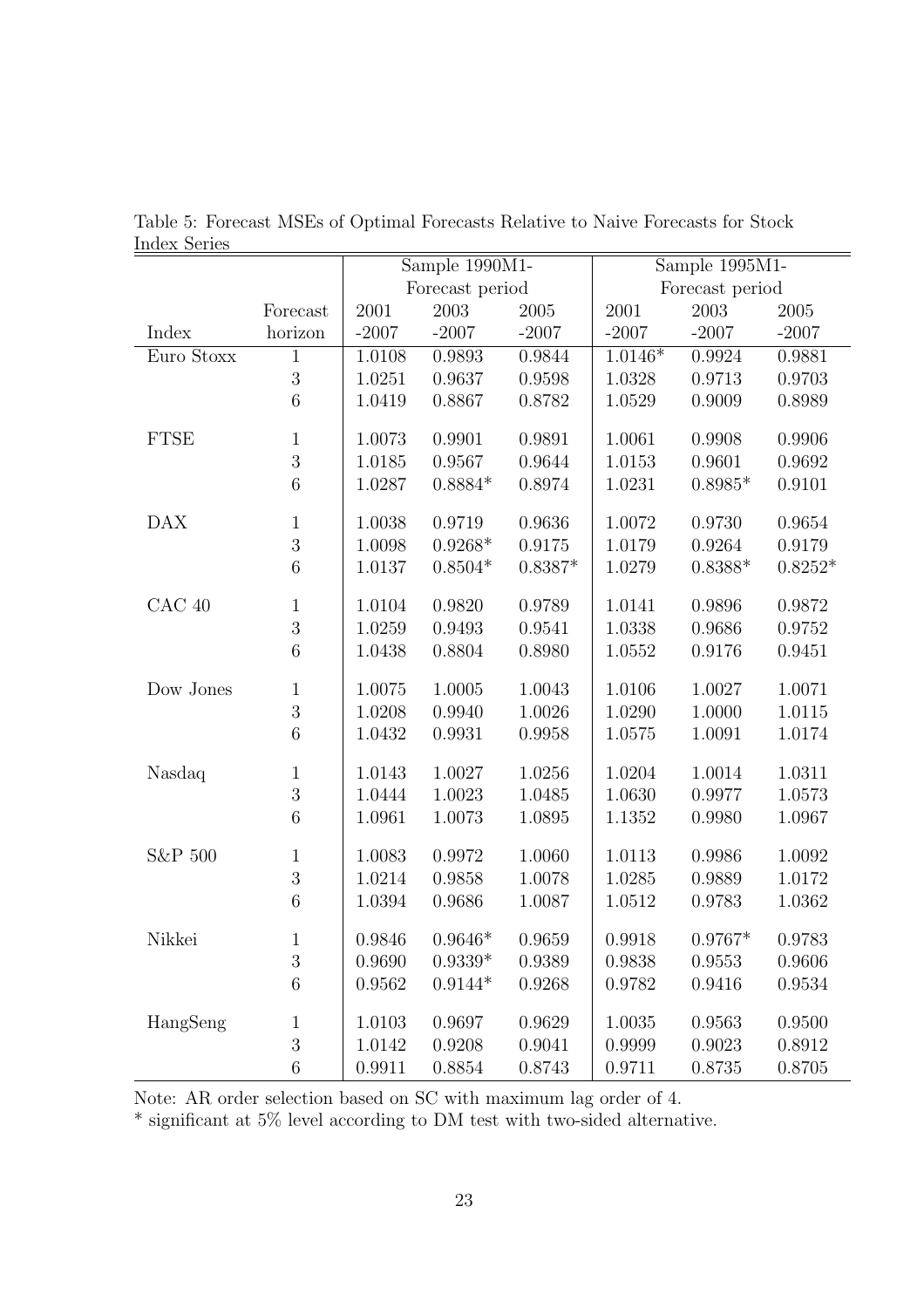Table 5: Forecast MSEs of Optimal Forecasts Relative to Naive Forecasts for Stock Index Series

| | | Sample 1990M- | | | Sample 1995M1- | | |
|---|---|---|---|---|---|---|---|
| | | Forecast period | | | Forecast period | | |
| | Forecast | 2001 | 2003 | 2005 | 2001 | 2003 | 2005 |
| Index | horizon | -2007 | -2007 | -2007 | -2007 | -2007 | -2007 |
| Euro Stoxx | 1 | 1.0108 | 0.9893 | 0.9844 | 1.0146* | 0.9924 | 0.9881 |
| | 3 | 1.0251 | 0.9637 | 0.9598 | 1.0328 | 0.9713 | 0.9703 |
| | 6 | 1.0419 | 0.8867 | 0.8782 | 1.0529 | 0.9009 | 0.8989 |
| FTSE | 1 | 1.0073 | 0.9901 | 0.9891 | 1.0061 | 0.9908 | 0.9906 |
| | 3 | 1.0185 | 0.9567 | 0.9644 | 1.0153 | 0.9601 | 0.9692 |
| | 6 | 1.0287 | 0.8884* | 0.8974 | 1.0231 | 0.8985* | 0.9101 |
| DAX | 1 | 1.0038 | 0.9719 | 0.9636 | 1.0072 | 0.9730 | 0.9654 |
| | 3 | 1.0098 | 0.9268* | 0.9175 | 1.0179 | 0.9264 | 0.9179 |
| | 6 | 1.0137 | 0.8504* | 0.8387* | 1.0279 | 0.8388* | 0.8252* |
| CAC 40 | 1 | 1.0104 | 0.9820 | 0.9789 | 1.0141 | 0.9896 | 0.9872 |
| | 3 | 1.0259 | 0.9493 | 0.9541 | 1.0338 | 0.9686 | 0.9752 |
| | 6 | 1.0438 | 0.8804 | 0.8980 | 1.0552 | 0.9176 | 0.9451 |
| Dow Jones | 1 | 1.0075 | 1.0005 | 1.0043 | 1.0106 | 1.0027 | 1.0071 |
| | 3 | 1.0208 | 0.9940 | 1.0026 | 1.0290 | 1.0000 | 1.0115 |
| | 6 | 1.0432 | 0.9931 | 0.9958 | 1.0575 | 1.0091 | 1.0174 |
| Nasdaq | 1 | 1.0143 | 1.0027 | 1.0256 | 1.0204 | 1.0014 | 1.0311 |
| | 3 | 1.0444 | 1.0023 | 1.0485 | 1.0630 | 0.9977 | 1.0573 |
| | 6 | 1.0961 | 1.0073 | 1.0895 | 1.1352 | 0.9980 | 1.0967 |
| S&P 500 | 1 | 1.0083 | 0.9972 | 1.0060 | 1.0113 | 0.9986 | 1.0092 |
| | 3 | 1.0214 | 0.9858 | 1.0078 | 1.0285 | 0.9889 | 1.0172 |
| | 6 | 1.0394 | 0.9686 | 1.0087 | 1.0512 | 0.9783 | 1.0362 |
| Nikkei | 1 | 0.9846 | 0.9646* | 0.9659 | 0.9918 | 0.9767* | 0.9783 |
| | 3 | 0.9690 | 0.9339* | 0.9389 | 0.9838 | 0.9553 | 0.9606 |
| | 6 | 0.9562 | 0.9144* | 0.9268 | 0.9782 | 0.9416 | 0.9534 |
| HangSeng | 1 | 1.0103 | 0.9697 | 0.9629 | 1.0035 | 0.9563 | 0.9500 |
| | 3 | 1.0142 | 0.9208 | 0.9041 | 0.9999 | 0.9023 | 0.8912 |
| | 6 | 0.9911 | 0.8854 | 0.8743 | 0.9711 | 0.8735 | 0.8705 |

Note: AR order selection based on SC with maximum lag order of 4.
* significant at 5% level according to DM test with two-sided alternative.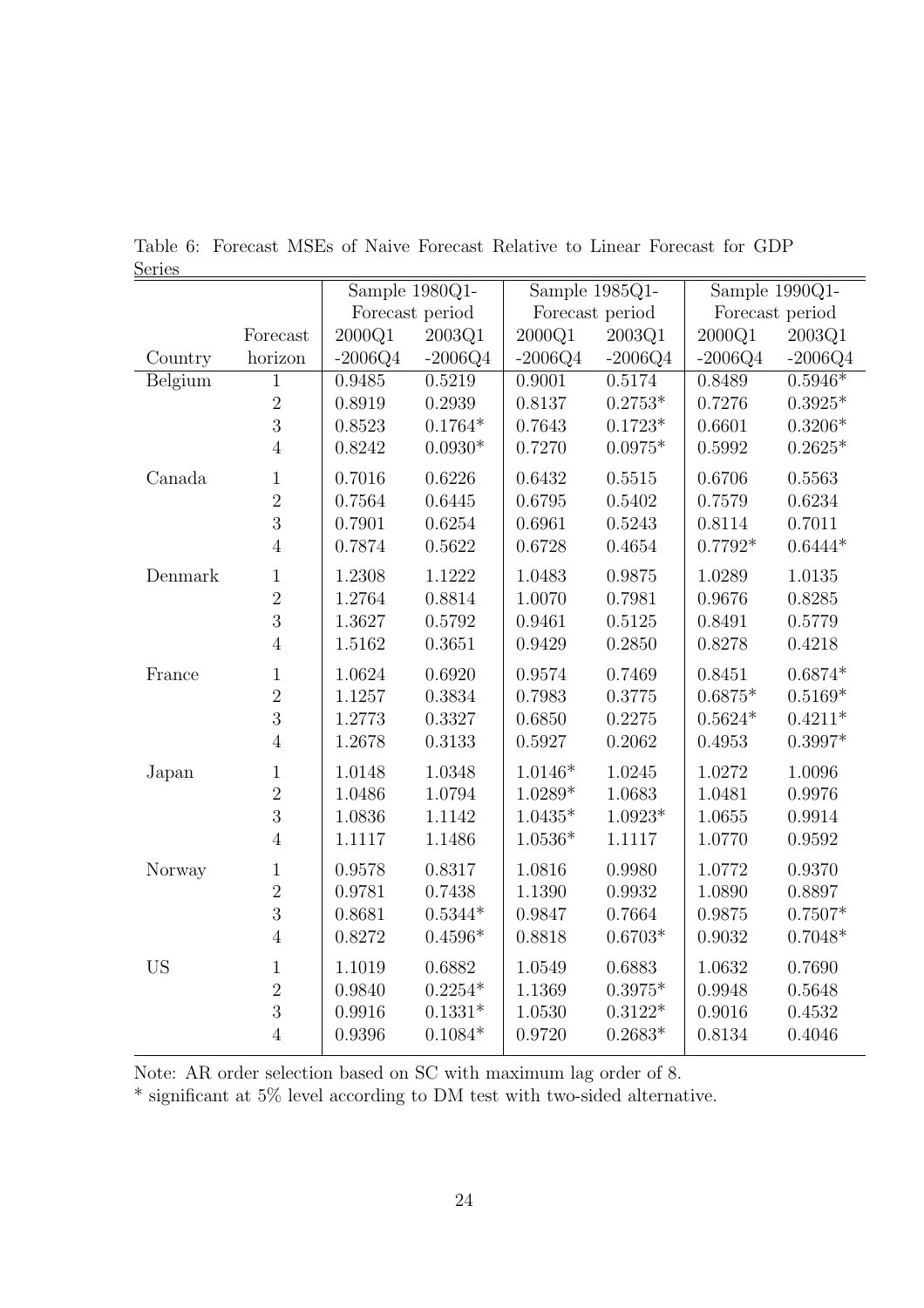Table 6: Forecast MSEs of Naive Forecast Relative to Linear Forecast for GDP Series

| | | Sample 1980Q1- | | Sample 1985Q1- | | Sample 1990Q1- | |
|---|---|---|---|---|---|---|---|
| | | Forecast period | | Forecast period | | Forecast period | |
| | Forecast | 2000Q1 | 2003Q1 | 2000Q1 | 2003Q1 | 2000Q1 | 2003Q1 |
| Country | horizon | -2006Q4 | -2006Q4 | -2006Q4 | -2006Q4 | -2006Q4 | -2006Q4 |
| Belgium | 1 | 0.9485 | 0.5219 | 0.9001 | 0.5174 | 0.8489 | 0.5946* |
| | 2 | 0.8919 | 0.2939 | 0.8137 | 0.2753* | 0.7276 | 0.3925* |
| | 3 | 0.8523 | 0.1764* | 0.7643 | 0.1723* | 0.6601 | 0.3206* |
| | 4 | 0.8242 | 0.0930* | 0.7270 | 0.0975* | 0.5992 | 0.2625* |
| Canada | 1 | 0.7016 | 0.6226 | 0.6432 | 0.5515 | 0.6706 | 0.5563 |
| | 2 | 0.7564 | 0.6445 | 0.6795 | 0.5402 | 0.7579 | 0.6234 |
| | 3 | 0.7901 | 0.6254 | 0.6961 | 0.5243 | 0.8114 | 0.7011 |
| | 4 | 0.7874 | 0.5622 | 0.6728 | 0.4654 | 0.7792* | 0.6444* |
| Denmark | 1 | 1.2308 | 1.1222 | 1.0483 | 0.9875 | 1.0289 | 1.0135 |
| | 2 | 1.2764 | 0.8814 | 1.0070 | 0.7981 | 0.9676 | 0.8285 |
| | 3 | 1.3627 | 0.5792 | 0.9461 | 0.5125 | 0.8491 | 0.5779 |
| | 4 | 1.5162 | 0.3651 | 0.9429 | 0.2850 | 0.8278 | 0.4218 |
| France | 1 | 1.0624 | 0.6920 | 0.9574 | 0.7469 | 0.8451 | 0.6874* |
| | 2 | 1.1257 | 0.3834 | 0.7983 | 0.3775 | 0.6875* | 0.5169* |
| | 3 | 1.2773 | 0.3327 | 0.6850 | 0.2275 | 0.5624* | 0.4211* |
| | 4 | 1.2678 | 0.3133 | 0.5927 | 0.2062 | 0.4953 | 0.3997* |
| Japan | 1 | 1.0148 | 1.0348 | 1.0146* | 1.0245 | 1.0272 | 1.0096 |
| | 2 | 1.0486 | 1.0794 | 1.0289* | 1.0683 | 1.0481 | 0.9976 |
| | 3 | 1.0836 | 1.1142 | 1.0435* | 1.0923* | 1.0655 | 0.9914 |
| | 4 | 1.1117 | 1.1486 | 1.0536* | 1.1117 | 1.0770 | 0.9592 |
| Norway | 1 | 0.9578 | 0.8317 | 1.0816 | 0.9980 | 1.0772 | 0.9370 |
| | 2 | 0.9781 | 0.7438 | 1.1390 | 0.9932 | 1.0890 | 0.8897 |
| | 3 | 0.8681 | 0.5344* | 0.9847 | 0.7664 | 0.9875 | 0.7507* |
| | 4 | 0.8272 | 0.4596* | 0.8818 | 0.6703* | 0.9032 | 0.7048* |
| US | 1 | 1.1019 | 0.6882 | 1.0549 | 0.6883 | 1.0632 | 0.7690 |
| | 2 | 0.9840 | 0.2254* | 1.1369 | 0.3975* | 0.9948 | 0.5648 |
| | 3 | 0.9916 | 0.1331* | 1.0530 | 0.3122* | 0.9016 | 0.4532 |
| | 4 | 0.9396 | 0.1084* | 0.9720 | 0.2683* | 0.8134 | 0.4046 |

Note: AR order selection based on SC with maximum lag order of 8.
* significant at 5% level according to DM test with two-sided alternative.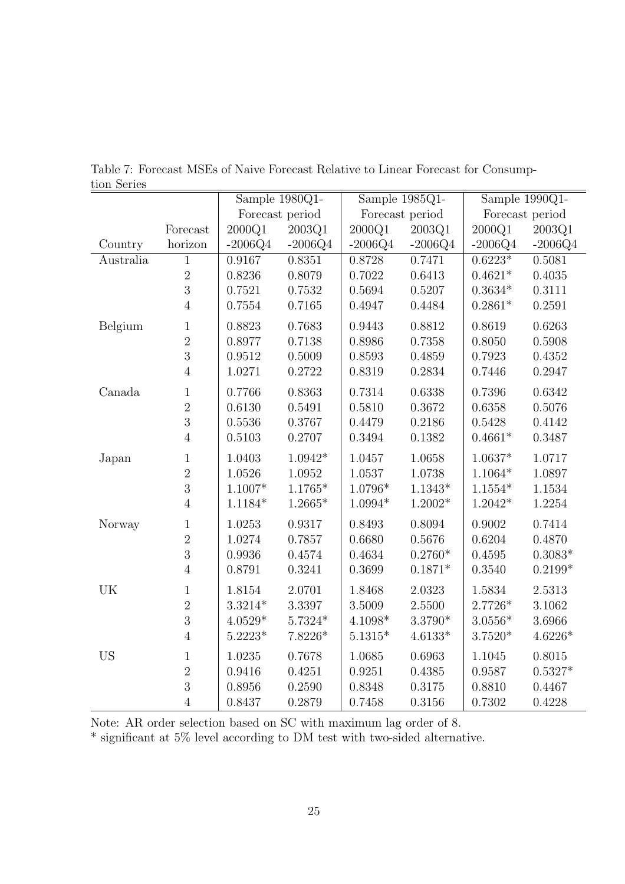Table 7: Forecast MSEs of Naive Forecast Relative to Linear Forecast for Consumption Series

| | | Sample 1980Q1- | | Sample 1985Q1- | | Sample 1990Q1- | |
|---|---|---|---|---|---|---|---|
| | | Forecast period | | Forecast period | | Forecast period | |
| | Forecast | 2000Q1 | 2003Q1 | 2000Q1 | 2003Q1 | 2000Q1 | 2003Q1 |
| Country | horizon | -2006Q4 | -2006Q4 | -2006Q4 | -2006Q4 | -2006Q4 | -2006Q4 |
| Australia | 1 | 0.9167 | 0.8351 | 0.8728 | 0.7471 | 0.6223* | 0.5081 |
| | 2 | 0.8236 | 0.8079 | 0.7022 | 0.6413 | 0.4621* | 0.4035 |
| | 3 | 0.7521 | 0.7532 | 0.5694 | 0.5207 | 0.3634* | 0.3111 |
| | 4 | 0.7554 | 0.7165 | 0.4947 | 0.4484 | 0.2861* | 0.2591 |
| Belgium | 1 | 0.8823 | 0.7683 | 0.9443 | 0.8812 | 0.8619 | 0.6263 |
| | 2 | 0.8977 | 0.7138 | 0.8986 | 0.7358 | 0.8050 | 0.5908 |
| | 3 | 0.9512 | 0.5009 | 0.8593 | 0.4859 | 0.7923 | 0.4352 |
| | 4 | 1.0271 | 0.2722 | 0.8319 | 0.2834 | 0.7446 | 0.2947 |
| Canada | 1 | 0.7766 | 0.8363 | 0.7314 | 0.6338 | 0.7396 | 0.6342 |
| | 2 | 0.6130 | 0.5491 | 0.5810 | 0.3672 | 0.6358 | 0.5076 |
| | 3 | 0.5536 | 0.3767 | 0.4479 | 0.2186 | 0.5428 | 0.4142 |
| | 4 | 0.5103 | 0.2707 | 0.3494 | 0.1382 | 0.4661* | 0.3487 |
| Japan | 1 | 1.0403 | 1.0942* | 1.0457 | 1.0658 | 1.0637* | 1.0717 |
| | 2 | 1.0526 | 1.0952 | 1.0537 | 1.0738 | 1.1064* | 1.0897 |
| | 3 | 1.1007* | 1.1765* | 1.0796* | 1.1343* | 1.1554* | 1.1534 |
| | 4 | 1.1184* | 1.2665* | 1.0994* | 1.2002* | 1.2042* | 1.2254 |
| Norway | 1 | 1.0253 | 0.9317 | 0.8493 | 0.8094 | 0.9002 | 0.7414 |
| | 2 | 1.0274 | 0.7857 | 0.6680 | 0.5676 | 0.6204 | 0.4870 |
| | 3 | 0.9936 | 0.4574 | 0.4634 | 0.2760* | 0.4595 | 0.3083* |
| | 4 | 0.8791 | 0.3241 | 0.3699 | 0.1871* | 0.3540 | 0.2199* |
| UK | 1 | 1.8154 | 2.0701 | 1.8468 | 2.0323 | 1.5834 | 2.5313 |
| | 2 | 3.3214* | 3.3397 | 3.5009 | 2.5500 | 2.7726* | 3.1062 |
| | 3 | 4.0529* | 5.7324* | 4.1098* | 3.3790* | 3.0556* | 3.6966 |
| | 4 | 5.2223* | 7.8226* | 5.1315* | 4.6133* | 3.7520* | 4.6226* |
| US | 1 | 1.0235 | 0.7678 | 1.0685 | 0.6963 | 1.1045 | 0.8015 |
| | 2 | 0.9416 | 0.4251 | 0.9251 | 0.4385 | 0.9587 | 0.5327* |
| | 3 | 0.8956 | 0.2590 | 0.8348 | 0.3175 | 0.8810 | 0.4467 |
| | 4 | 0.8437 | 0.2879 | 0.7458 | 0.3156 | 0.7302 | 0.4228 |

Note: AR order selection based on SC with maximum lag order of 8.

\* significant at 5% level according to DM test with two-sided alternative.